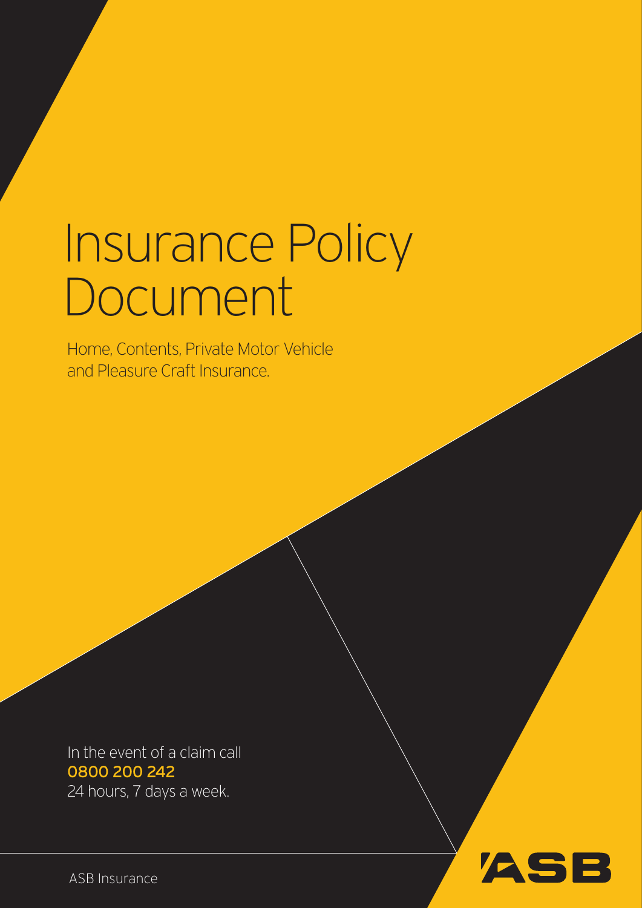# Insurance Policy Document

Home, Contents, Private Motor Vehicle and Pleasure Craft Insurance.

In the event of a claim call
**0800 200 242**
24 hours, 7 days a week.

ASB Insurance

ASB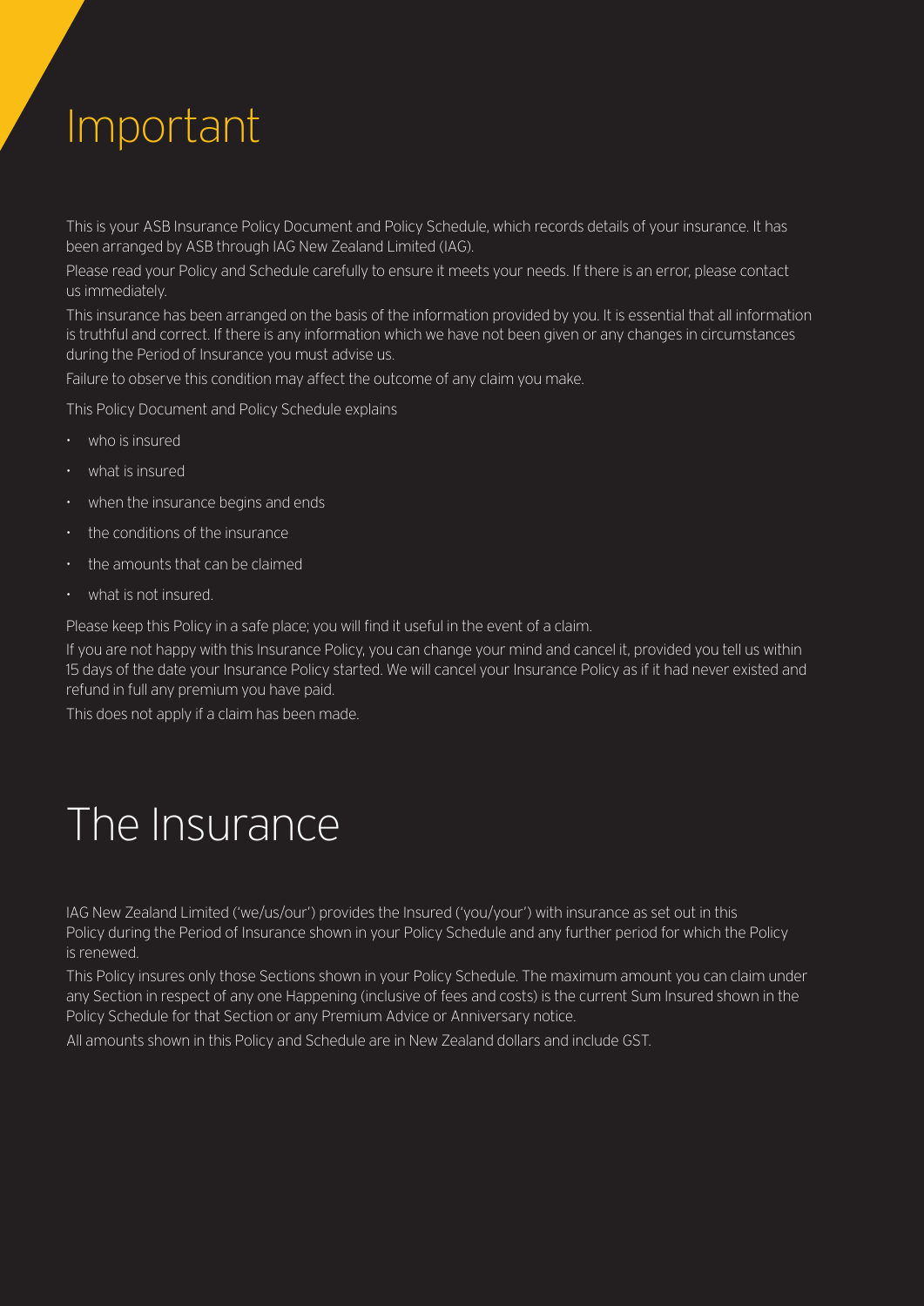# Important

This is your ASB Insurance Policy Document and Policy Schedule, which records details of your insurance. It has been arranged by ASB through IAG New Zealand Limited (IAG).

Please read your Policy and Schedule carefully to ensure it meets your needs. If there is an error, please contact us immediately.

This insurance has been arranged on the basis of the information provided by you. It is essential that all information is truthful and correct. If there is any information which we have not been given or any changes in circumstances during the Period of Insurance you must advise us.

Failure to observe this condition may affect the outcome of any claim you make.

This Policy Document and Policy Schedule explains

- who is insured
- what is insured
- when the insurance begins and ends
- the conditions of the insurance
- the amounts that can be claimed
- what is not insured.

Please keep this Policy in a safe place; you will find it useful in the event of a claim.

If you are not happy with this Insurance Policy, you can change your mind and cancel it, provided you tell us within 15 days of the date your Insurance Policy started. We will cancel your Insurance Policy as if it had never existed and refund in full any premium you have paid.

This does not apply if a claim has been made.

# The Insurance

IAG New Zealand Limited ('we/us/our') provides the Insured ('you/your') with insurance as set out in this Policy during the Period of Insurance shown in your Policy Schedule and any further period for which the Policy is renewed.

This Policy insures only those Sections shown in your Policy Schedule. The maximum amount you can claim under any Section in respect of any one Happening (inclusive of fees and costs) is the current Sum Insured shown in the Policy Schedule for that Section or any Premium Advice or Anniversary notice.

All amounts shown in this Policy and Schedule are in New Zealand dollars and include GST.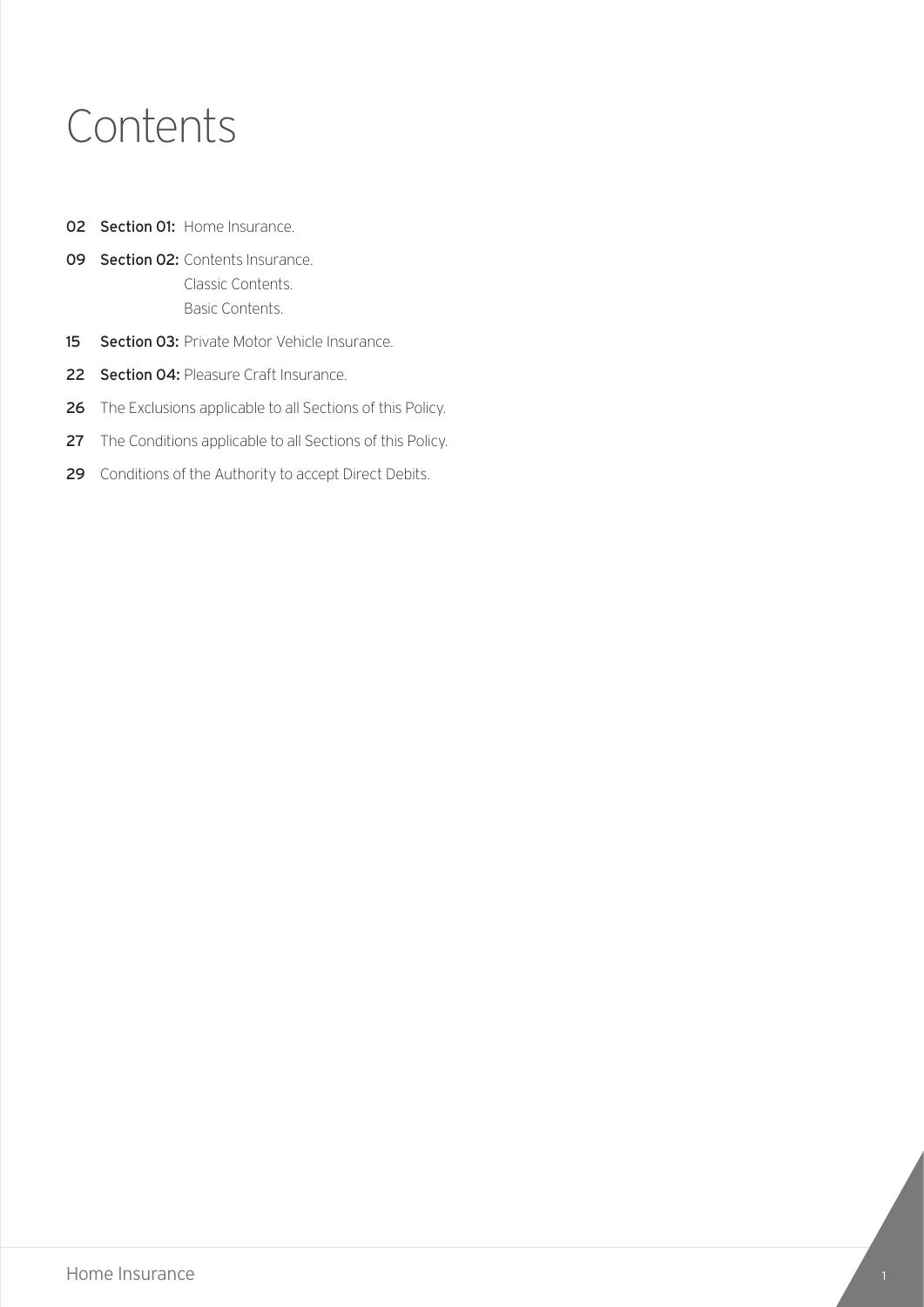# Contents

**02** **Section 01:** Home Insurance.

**09** **Section 02:** Contents Insurance.
Classic Contents.
Basic Contents.

**15** **Section 03:** Private Motor Vehicle Insurance.

**22** **Section 04:** Pleasure Craft Insurance.

**26** The Exclusions applicable to all Sections of this Policy.

**27** The Conditions applicable to all Sections of this Policy.

**29** Conditions of the Authority to accept Direct Debits.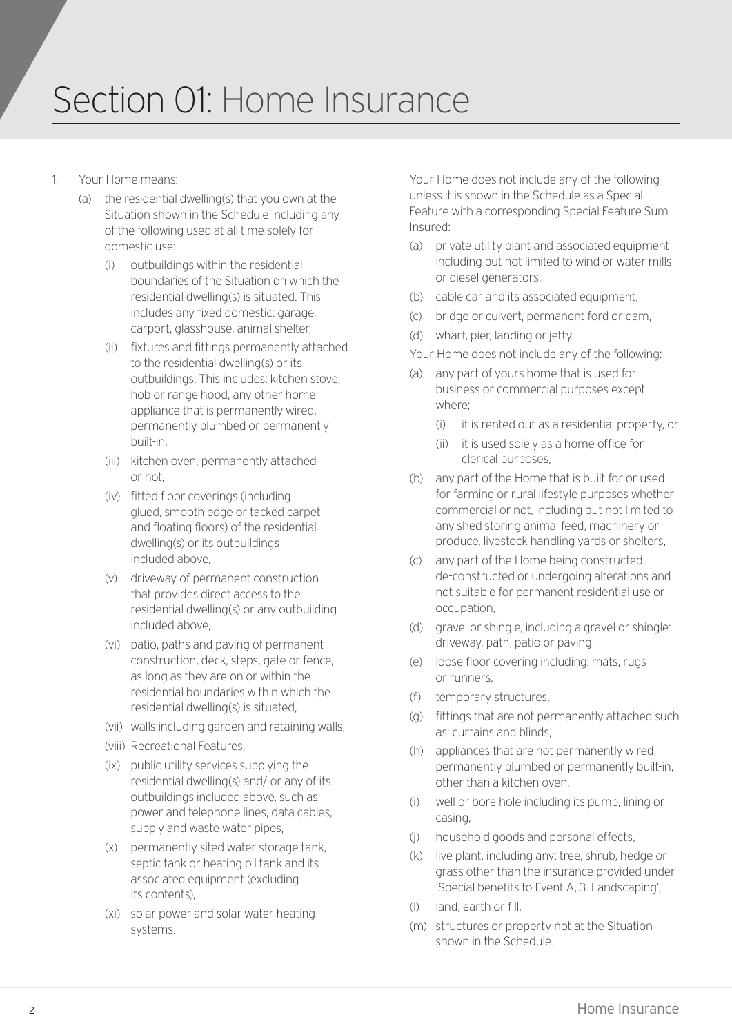# Section 01: Home Insurance

1. Your Home means:
   - (a) the residential dwelling(s) that you own at the Situation shown in the Schedule including any of the following used at all time solely for domestic use:
     - (i) outbuildings within the residential boundaries of the Situation on which the residential dwelling(s) is situated. This includes any fixed domestic: garage, carport, glasshouse, animal shelter,
     - (ii) fixtures and fittings permanently attached to the residential dwelling(s) or its outbuildings. This includes: kitchen stove, hob or range hood, any other home appliance that is permanently wired, permanently plumbed or permanently built-in,
     - (iii) kitchen oven, permanently attached or not,
     - (iv) fitted floor coverings (including glued, smooth edge or tacked carpet and floating floors) of the residential dwelling(s) or its outbuildings included above,
     - (v) driveway of permanent construction that provides direct access to the residential dwelling(s) or any outbuilding included above,
     - (vi) patio, paths and paving of permanent construction, deck, steps, gate or fence, as long as they are on or within the residential boundaries within which the residential dwelling(s) is situated,
     - (vii) walls including garden and retaining walls,
     - (viii) Recreational Features,
     - (ix) public utility services supplying the residential dwelling(s) and/ or any of its outbuildings included above, such as: power and telephone lines, data cables, supply and waste water pipes,
     - (x) permanently sited water storage tank, septic tank or heating oil tank and its associated equipment (excluding its contents),
     - (xi) solar power and solar water heating systems.

Your Home does not include any of the following unless it is shown in the Schedule as a Special Feature with a corresponding Special Feature Sum Insured:

- (a) private utility plant and associated equipment including but not limited to wind or water mills or diesel generators,
- (b) cable car and its associated equipment,
- (c) bridge or culvert, permanent ford or dam,
- (d) wharf, pier, landing or jetty.

Your Home does not include any of the following:

- (a) any part of yours home that is used for business or commercial purposes except where;
  - (i) it is rented out as a residential property, or
  - (ii) it is used solely as a home office for clerical purposes,
- (b) any part of the Home that is built for or used for farming or rural lifestyle purposes whether commercial or not, including but not limited to any shed storing animal feed, machinery or produce, livestock handling yards or shelters,
- (c) any part of the Home being constructed, de-constructed or undergoing alterations and not suitable for permanent residential use or occupation,
- (d) gravel or shingle, including a gravel or shingle: driveway, path, patio or paving,
- (e) loose floor covering including: mats, rugs or runners,
- (f) temporary structures,
- (g) fittings that are not permanently attached such as: curtains and blinds,
- (h) appliances that are not permanently wired, permanently plumbed or permanently built-in, other than a kitchen oven,
- (i) well or bore hole including its pump, lining or casing,
- (j) household goods and personal effects,
- (k) live plant, including any: tree, shrub, hedge or grass other than the insurance provided under 'Special benefits to Event A, 3. Landscaping',
- (l) land, earth or fill,
- (m) structures or property not at the Situation shown in the Schedule.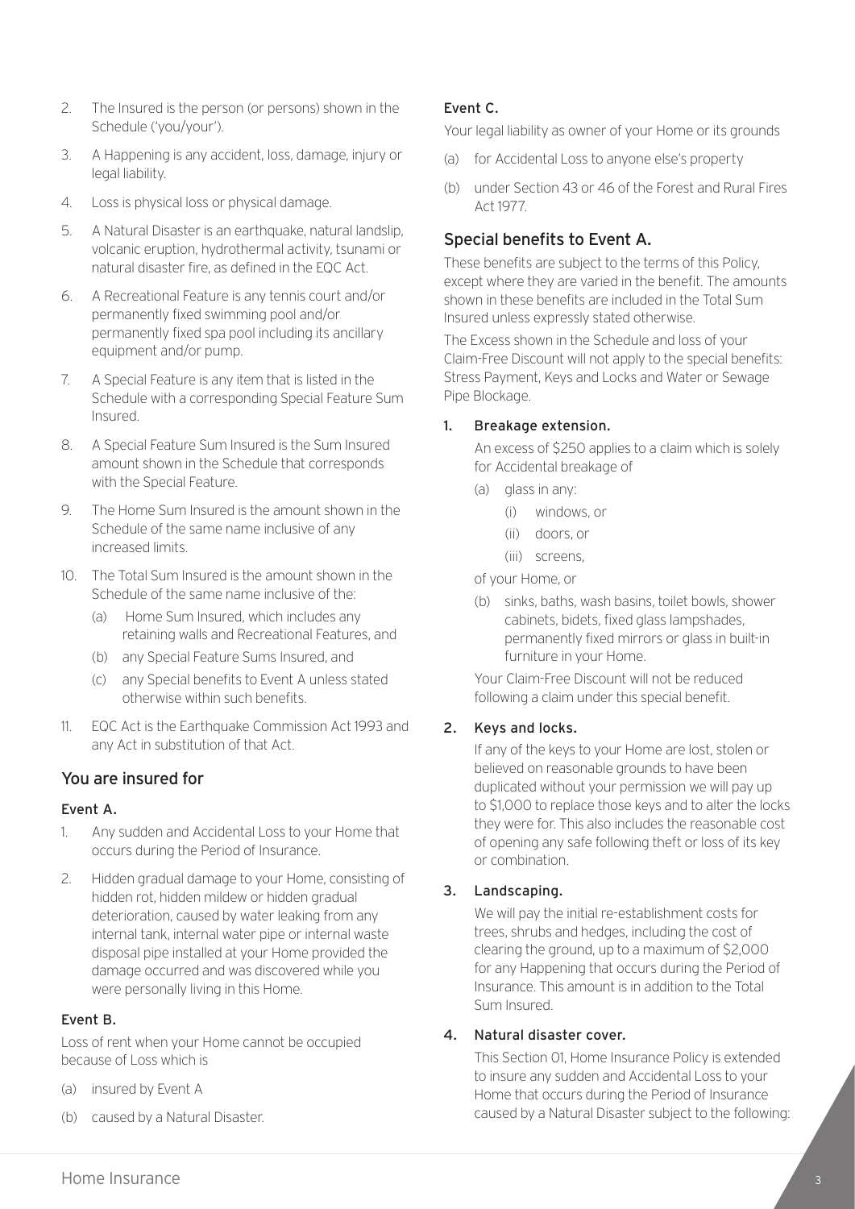2. The Insured is the person (or persons) shown in the Schedule ('you/your').
3. A Happening is any accident, loss, damage, injury or legal liability.
4. Loss is physical loss or physical damage.
5. A Natural Disaster is an earthquake, natural landslip, volcanic eruption, hydrothermal activity, tsunami or natural disaster fire, as defined in the EQC Act.
6. A Recreational Feature is any tennis court and/or permanently fixed swimming pool and/or permanently fixed spa pool including its ancillary equipment and/or pump.
7. A Special Feature is any item that is listed in the Schedule with a corresponding Special Feature Sum Insured.
8. A Special Feature Sum Insured is the Sum Insured amount shown in the Schedule that corresponds with the Special Feature.
9. The Home Sum Insured is the amount shown in the Schedule of the same name inclusive of any increased limits.
10. The Total Sum Insured is the amount shown in the Schedule of the same name inclusive of the:
    (a) Home Sum Insured, which includes any retaining walls and Recreational Features, and
    (b) any Special Feature Sums Insured, and
    (c) any Special benefits to Event A unless stated otherwise within such benefits.
11. EQC Act is the Earthquake Commission Act 1993 and any Act in substitution of that Act.

## You are insured for

### Event A.

1. Any sudden and Accidental Loss to your Home that occurs during the Period of Insurance.
2. Hidden gradual damage to your Home, consisting of hidden rot, hidden mildew or hidden gradual deterioration, caused by water leaking from any internal tank, internal water pipe or internal waste disposal pipe installed at your Home provided the damage occurred and was discovered while you were personally living in this Home.

### Event B.

Loss of rent when your Home cannot be occupied because of Loss which is

(a) insured by Event A

(b) caused by a Natural Disaster.

### Event C.

Your legal liability as owner of your Home or its grounds

(a) for Accidental Loss to anyone else's property

(b) under Section 43 or 46 of the Forest and Rural Fires Act 1977.

## Special benefits to Event A.

These benefits are subject to the terms of this Policy, except where they are varied in the benefit. The amounts shown in these benefits are included in the Total Sum Insured unless expressly stated otherwise.

The Excess shown in the Schedule and loss of your Claim-Free Discount will not apply to the special benefits: Stress Payment, Keys and Locks and Water or Sewage Pipe Blockage.

### 1. Breakage extension.

An excess of $250 applies to a claim which is solely for Accidental breakage of

(a) glass in any:
   (i) windows, or
   (ii) doors, or
   (iii) screens,

of your Home, or

(b) sinks, baths, wash basins, toilet bowls, shower cabinets, bidets, fixed glass lampshades, permanently fixed mirrors or glass in built-in furniture in your Home.

Your Claim-Free Discount will not be reduced following a claim under this special benefit.

### 2. Keys and locks.

If any of the keys to your Home are lost, stolen or believed on reasonable grounds to have been duplicated without your permission we will pay up to $1,000 to replace those keys and to alter the locks they were for. This also includes the reasonable cost of opening any safe following theft or loss of its key or combination.

### 3. Landscaping.

We will pay the initial re-establishment costs for trees, shrubs and hedges, including the cost of clearing the ground, up to a maximum of $2,000 for any Happening that occurs during the Period of Insurance. This amount is in addition to the Total Sum Insured.

### 4. Natural disaster cover.

This Section 01, Home Insurance Policy is extended to insure any sudden and Accidental Loss to your Home that occurs during the Period of Insurance caused by a Natural Disaster subject to the following: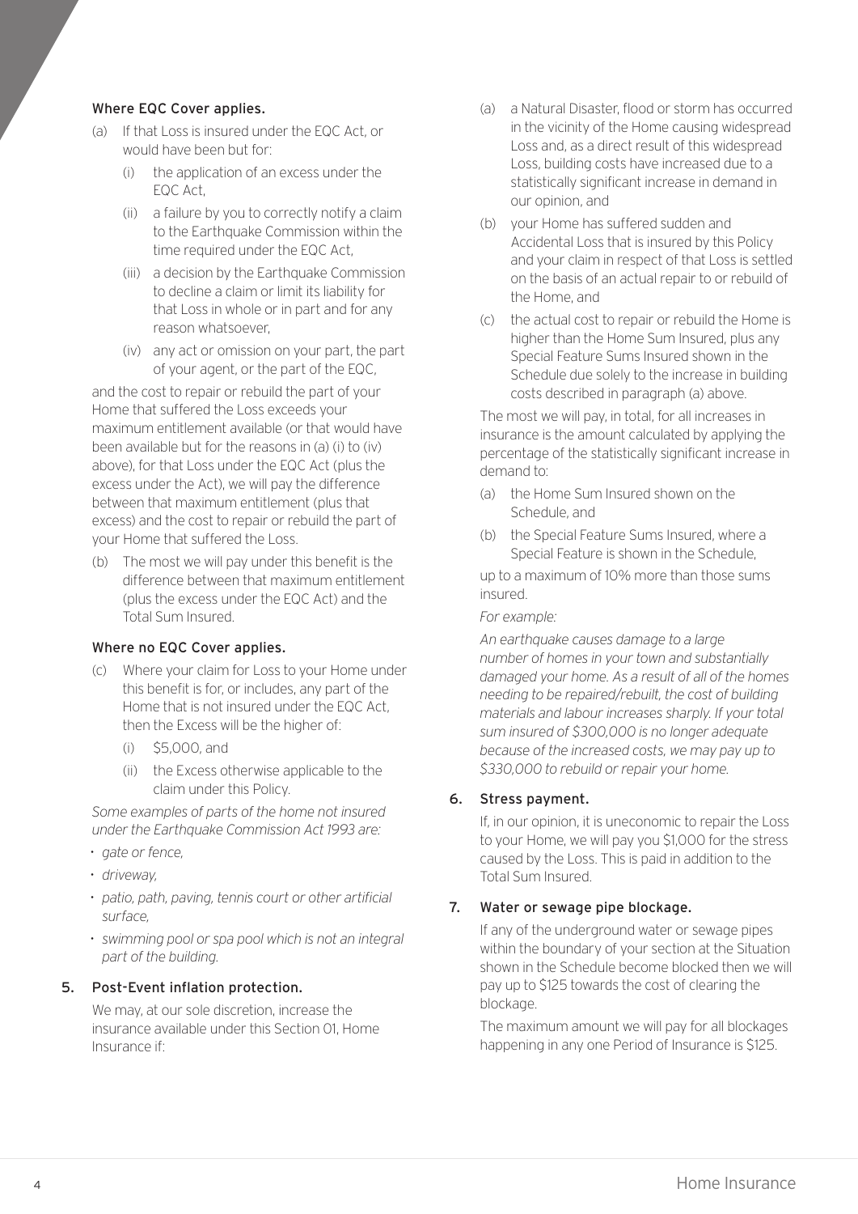#### Where EQC Cover applies.

(a) If that Loss is insured under the EQC Act, or would have been but for:

  (i) the application of an excess under the EQC Act,

  (ii) a failure by you to correctly notify a claim to the Earthquake Commission within the time required under the EQC Act,

  (iii) a decision by the Earthquake Commission to decline a claim or limit its liability for that Loss in whole or in part and for any reason whatsoever,

  (iv) any act or omission on your part, the part of your agent, or the part of the EQC,

and the cost to repair or rebuild the part of your Home that suffered the Loss exceeds your maximum entitlement available (or that would have been available but for the reasons in (a) (i) to (iv) above), for that Loss under the EQC Act (plus the excess under the Act), we will pay the difference between that maximum entitlement (plus that excess) and the cost to repair or rebuild the part of your Home that suffered the Loss.

(b) The most we will pay under this benefit is the difference between that maximum entitlement (plus the excess under the EQC Act) and the Total Sum Insured.

#### Where no EQC Cover applies.

(c) Where your claim for Loss to your Home under this benefit is for, or includes, any part of the Home that is not insured under the EQC Act, then the Excess will be the higher of:

  (i) $5,000, and

  (ii) the Excess otherwise applicable to the claim under this Policy.

*Some examples of parts of the home not insured under the Earthquake Commission Act 1993 are:*

- *gate or fence,*
- *driveway,*
- *patio, path, paving, tennis court or other artificial surface,*
- *swimming pool or spa pool which is not an integral part of the building.*

### 5. Post-Event inflation protection.

We may, at our sole discretion, increase the insurance available under this Section 01, Home Insurance if:

(a) a Natural Disaster, flood or storm has occurred in the vicinity of the Home causing widespread Loss and, as a direct result of this widespread Loss, building costs have increased due to a statistically significant increase in demand in our opinion, and

(b) your Home has suffered sudden and Accidental Loss that is insured by this Policy and your claim in respect of that Loss is settled on the basis of an actual repair to or rebuild of the Home, and

(c) the actual cost to repair or rebuild the Home is higher than the Home Sum Insured, plus any Special Feature Sums Insured shown in the Schedule due solely to the increase in building costs described in paragraph (a) above.

The most we will pay, in total, for all increases in insurance is the amount calculated by applying the percentage of the statistically significant increase in demand to:

(a) the Home Sum Insured shown on the Schedule, and

(b) the Special Feature Sums Insured, where a Special Feature is shown in the Schedule,

up to a maximum of 10% more than those sums insured.

*For example:*

*An earthquake causes damage to a large number of homes in your town and substantially damaged your home. As a result of all of the homes needing to be repaired/rebuilt, the cost of building materials and labour increases sharply. If your total sum insured of $300,000 is no longer adequate because of the increased costs, we may pay up to $330,000 to rebuild or repair your home.*

### 6. Stress payment.

If, in our opinion, it is uneconomic to repair the Loss to your Home, we will pay you $1,000 for the stress caused by the Loss. This is paid in addition to the Total Sum Insured.

### 7. Water or sewage pipe blockage.

If any of the underground water or sewage pipes within the boundary of your section at the Situation shown in the Schedule become blocked then we will pay up to $125 towards the cost of clearing the blockage.

The maximum amount we will pay for all blockages happening in any one Period of Insurance is $125.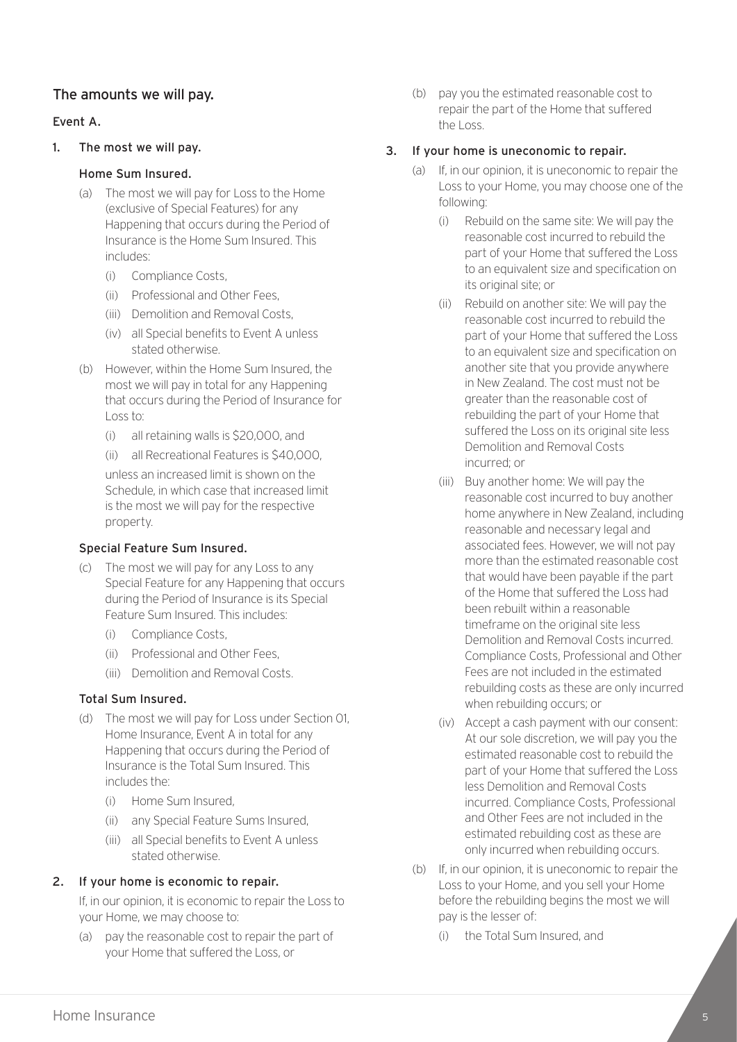## The amounts we will pay.

### Event A.

### 1. The most we will pay.

#### Home Sum Insured.

(a) The most we will pay for Loss to the Home (exclusive of Special Features) for any Happening that occurs during the Period of Insurance is the Home Sum Insured. This includes:

(i) Compliance Costs,

(ii) Professional and Other Fees,

(iii) Demolition and Removal Costs,

(iv) all Special benefits to Event A unless stated otherwise.

(b) However, within the Home Sum Insured, the most we will pay in total for any Happening that occurs during the Period of Insurance for Loss to:

(i) all retaining walls is $20,000, and

(ii) all Recreational Features is $40,000,

unless an increased limit is shown on the Schedule, in which case that increased limit is the most we will pay for the respective property.

#### Special Feature Sum Insured.

(c) The most we will pay for any Loss to any Special Feature for any Happening that occurs during the Period of Insurance is its Special Feature Sum Insured. This includes:

(i) Compliance Costs,

(ii) Professional and Other Fees,

(iii) Demolition and Removal Costs.

#### Total Sum Insured.

(d) The most we will pay for Loss under Section 01, Home Insurance, Event A in total for any Happening that occurs during the Period of Insurance is the Total Sum Insured. This includes the:

(i) Home Sum Insured,

(ii) any Special Feature Sums Insured,

(iii) all Special benefits to Event A unless stated otherwise.

### 2. If your home is economic to repair.

If, in our opinion, it is economic to repair the Loss to your Home, we may choose to:

(a) pay the reasonable cost to repair the part of your Home that suffered the Loss, or

(b) pay you the estimated reasonable cost to repair the part of the Home that suffered the Loss.

### 3. If your home is uneconomic to repair.

(a) If, in our opinion, it is uneconomic to repair the Loss to your Home, you may choose one of the following:

(i) Rebuild on the same site: We will pay the reasonable cost incurred to rebuild the part of your Home that suffered the Loss to an equivalent size and specification on its original site; or

(ii) Rebuild on another site: We will pay the reasonable cost incurred to rebuild the part of your Home that suffered the Loss to an equivalent size and specification on another site that you provide anywhere in New Zealand. The cost must not be greater than the reasonable cost of rebuilding the part of your Home that suffered the Loss on its original site less Demolition and Removal Costs incurred; or

(iii) Buy another home: We will pay the reasonable cost incurred to buy another home anywhere in New Zealand, including reasonable and necessary legal and associated fees. However, we will not pay more than the estimated reasonable cost that would have been payable if the part of the Home that suffered the Loss had been rebuilt within a reasonable timeframe on the original site less Demolition and Removal Costs incurred. Compliance Costs, Professional and Other Fees are not included in the estimated rebuilding costs as these are only incurred when rebuilding occurs; or

(iv) Accept a cash payment with our consent: At our sole discretion, we will pay you the estimated reasonable cost to rebuild the part of your Home that suffered the Loss less Demolition and Removal Costs incurred. Compliance Costs, Professional and Other Fees are not included in the estimated rebuilding cost as these are only incurred when rebuilding occurs.

(b) If, in our opinion, it is uneconomic to repair the Loss to your Home, and you sell your Home before the rebuilding begins the most we will pay is the lesser of:

(i) the Total Sum Insured, and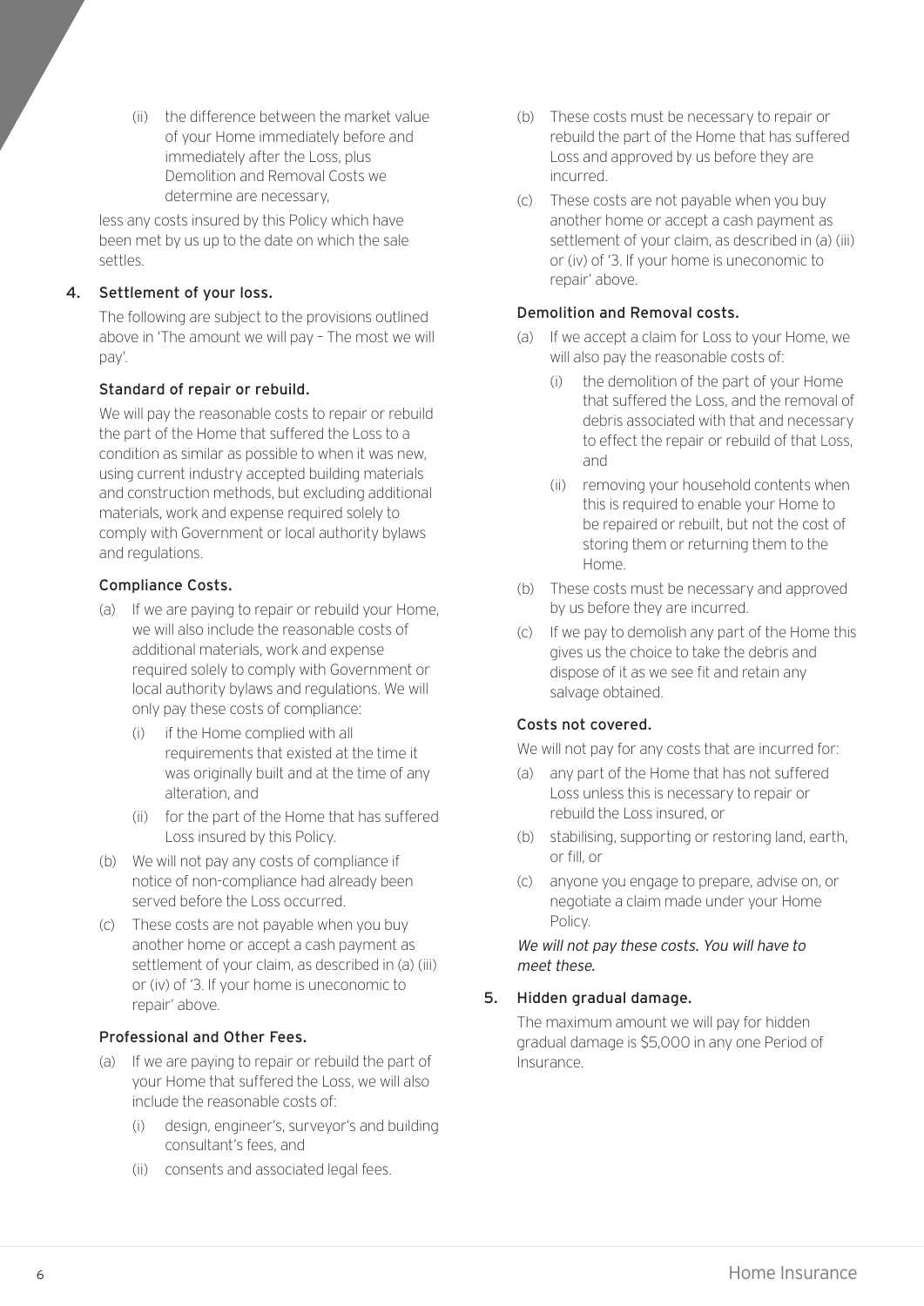(ii) the difference between the market value of your Home immediately before and immediately after the Loss, plus Demolition and Removal Costs we determine are necessary,

less any costs insured by this Policy which have been met by us up to the date on which the sale settles.

## 4. Settlement of your loss.

The following are subject to the provisions outlined above in 'The amount we will pay – The most we will pay'.

### Standard of repair or rebuild.

We will pay the reasonable costs to repair or rebuild the part of the Home that suffered the Loss to a condition as similar as possible to when it was new, using current industry accepted building materials and construction methods, but excluding additional materials, work and expense required solely to comply with Government or local authority bylaws and regulations.

### Compliance Costs.

(a) If we are paying to repair or rebuild your Home, we will also include the reasonable costs of additional materials, work and expense required solely to comply with Government or local authority bylaws and regulations. We will only pay these costs of compliance:

   (i) if the Home complied with all requirements that existed at the time it was originally built and at the time of any alteration, and

   (ii) for the part of the Home that has suffered Loss insured by this Policy.

(b) We will not pay any costs of compliance if notice of non-compliance had already been served before the Loss occurred.

(c) These costs are not payable when you buy another home or accept a cash payment as settlement of your claim, as described in (a) (iii) or (iv) of '3. If your home is uneconomic to repair' above.

### Professional and Other Fees.

(a) If we are paying to repair or rebuild the part of your Home that suffered the Loss, we will also include the reasonable costs of:

   (i) design, engineer's, surveyor's and building consultant's fees, and

   (ii) consents and associated legal fees.

(b) These costs must be necessary to repair or rebuild the part of the Home that has suffered Loss and approved by us before they are incurred.

(c) These costs are not payable when you buy another home or accept a cash payment as settlement of your claim, as described in (a) (iii) or (iv) of '3. If your home is uneconomic to repair' above.

### Demolition and Removal costs.

(a) If we accept a claim for Loss to your Home, we will also pay the reasonable costs of:

   (i) the demolition of the part of your Home that suffered the Loss, and the removal of debris associated with that and necessary to effect the repair or rebuild of that Loss, and

   (ii) removing your household contents when this is required to enable your Home to be repaired or rebuilt, but not the cost of storing them or returning them to the Home.

(b) These costs must be necessary and approved by us before they are incurred.

(c) If we pay to demolish any part of the Home this gives us the choice to take the debris and dispose of it as we see fit and retain any salvage obtained.

### Costs not covered.

We will not pay for any costs that are incurred for:

(a) any part of the Home that has not suffered Loss unless this is necessary to repair or rebuild the Loss insured, or

(b) stabilising, supporting or restoring land, earth, or fill, or

(c) anyone you engage to prepare, advise on, or negotiate a claim made under your Home Policy.

*We will not pay these costs. You will have to meet these.*

## 5. Hidden gradual damage.

The maximum amount we will pay for hidden gradual damage is $5,000 in any one Period of Insurance.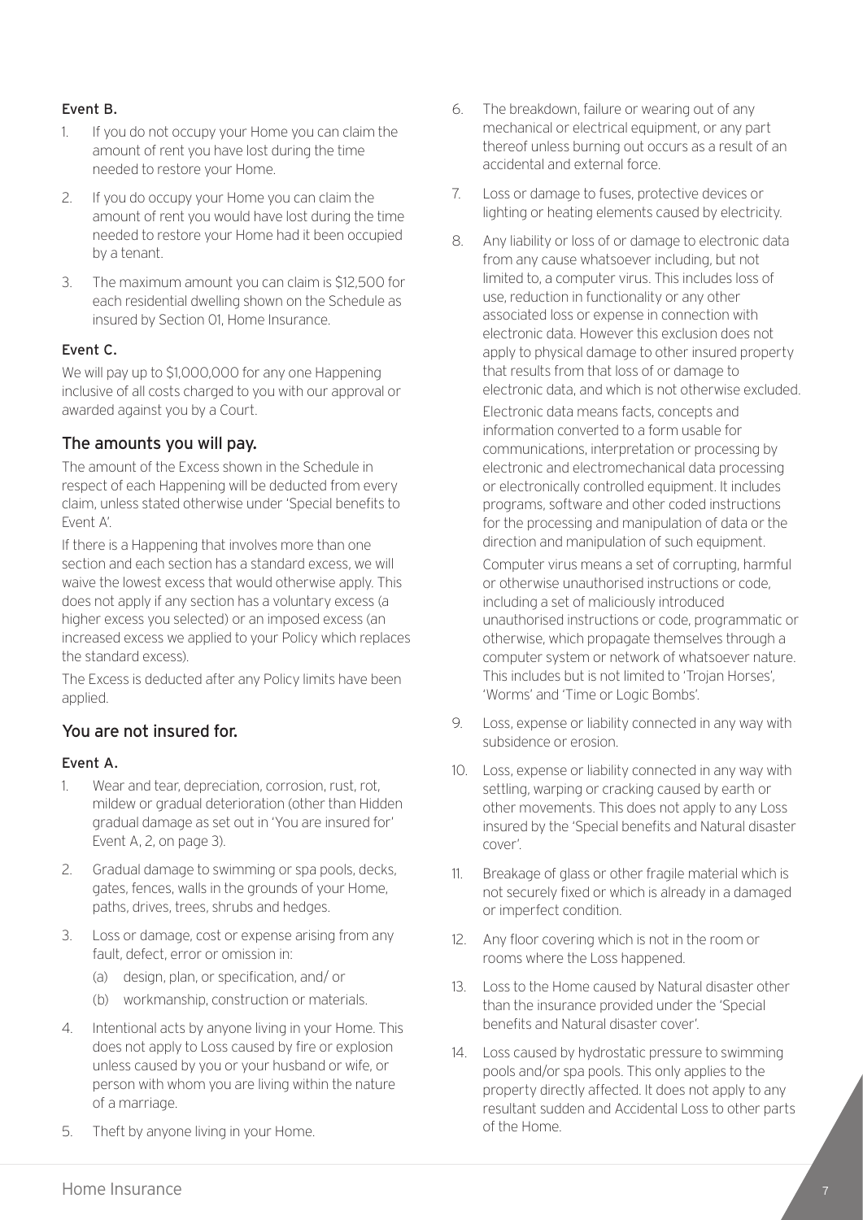#### Event B.

1. If you do not occupy your Home you can claim the amount of rent you have lost during the time needed to restore your Home.
2. If you do occupy your Home you can claim the amount of rent you would have lost during the time needed to restore your Home had it been occupied by a tenant.
3. The maximum amount you can claim is $12,500 for each residential dwelling shown on the Schedule as insured by Section 01, Home Insurance.

#### Event C.

We will pay up to $1,000,000 for any one Happening inclusive of all costs charged to you with our approval or awarded against you by a Court.

### The amounts you will pay.

The amount of the Excess shown in the Schedule in respect of each Happening will be deducted from every claim, unless stated otherwise under 'Special benefits to Event A'.

If there is a Happening that involves more than one section and each section has a standard excess, we will waive the lowest excess that would otherwise apply. This does not apply if any section has a voluntary excess (a higher excess you selected) or an imposed excess (an increased excess we applied to your Policy which replaces the standard excess).

The Excess is deducted after any Policy limits have been applied.

### You are not insured for.

#### Event A.

1. Wear and tear, depreciation, corrosion, rust, rot, mildew or gradual deterioration (other than Hidden gradual damage as set out in 'You are insured for' Event A, 2, on page 3).
2. Gradual damage to swimming or spa pools, decks, gates, fences, walls in the grounds of your Home, paths, drives, trees, shrubs and hedges.
3. Loss or damage, cost or expense arising from any fault, defect, error or omission in:
   - (a) design, plan, or specification, and/ or
   - (b) workmanship, construction or materials.
4. Intentional acts by anyone living in your Home. This does not apply to Loss caused by fire or explosion unless caused by you or your husband or wife, or person with whom you are living within the nature of a marriage.
5. Theft by anyone living in your Home.
6. The breakdown, failure or wearing out of any mechanical or electrical equipment, or any part thereof unless burning out occurs as a result of an accidental and external force.
7. Loss or damage to fuses, protective devices or lighting or heating elements caused by electricity.
8. Any liability or loss of or damage to electronic data from any cause whatsoever including, but not limited to, a computer virus. This includes loss of use, reduction in functionality or any other associated loss or expense in connection with electronic data. However this exclusion does not apply to physical damage to other insured property that results from that loss of or damage to electronic data, and which is not otherwise excluded.

   Electronic data means facts, concepts and information converted to a form usable for communications, interpretation or processing by electronic and electromechanical data processing or electronically controlled equipment. It includes programs, software and other coded instructions for the processing and manipulation of data or the direction and manipulation of such equipment.

   Computer virus means a set of corrupting, harmful or otherwise unauthorised instructions or code, including a set of maliciously introduced unauthorised instructions or code, programmatic or otherwise, which propagate themselves through a computer system or network of whatsoever nature. This includes but is not limited to 'Trojan Horses', 'Worms' and 'Time or Logic Bombs'.
9. Loss, expense or liability connected in any way with subsidence or erosion.
10. Loss, expense or liability connected in any way with settling, warping or cracking caused by earth or other movements. This does not apply to any Loss insured by the 'Special benefits and Natural disaster cover'.
11. Breakage of glass or other fragile material which is not securely fixed or which is already in a damaged or imperfect condition.
12. Any floor covering which is not in the room or rooms where the Loss happened.
13. Loss to the Home caused by Natural disaster other than the insurance provided under the 'Special benefits and Natural disaster cover'.
14. Loss caused by hydrostatic pressure to swimming pools and/or spa pools. This only applies to the property directly affected. It does not apply to any resultant sudden and Accidental Loss to other parts of the Home.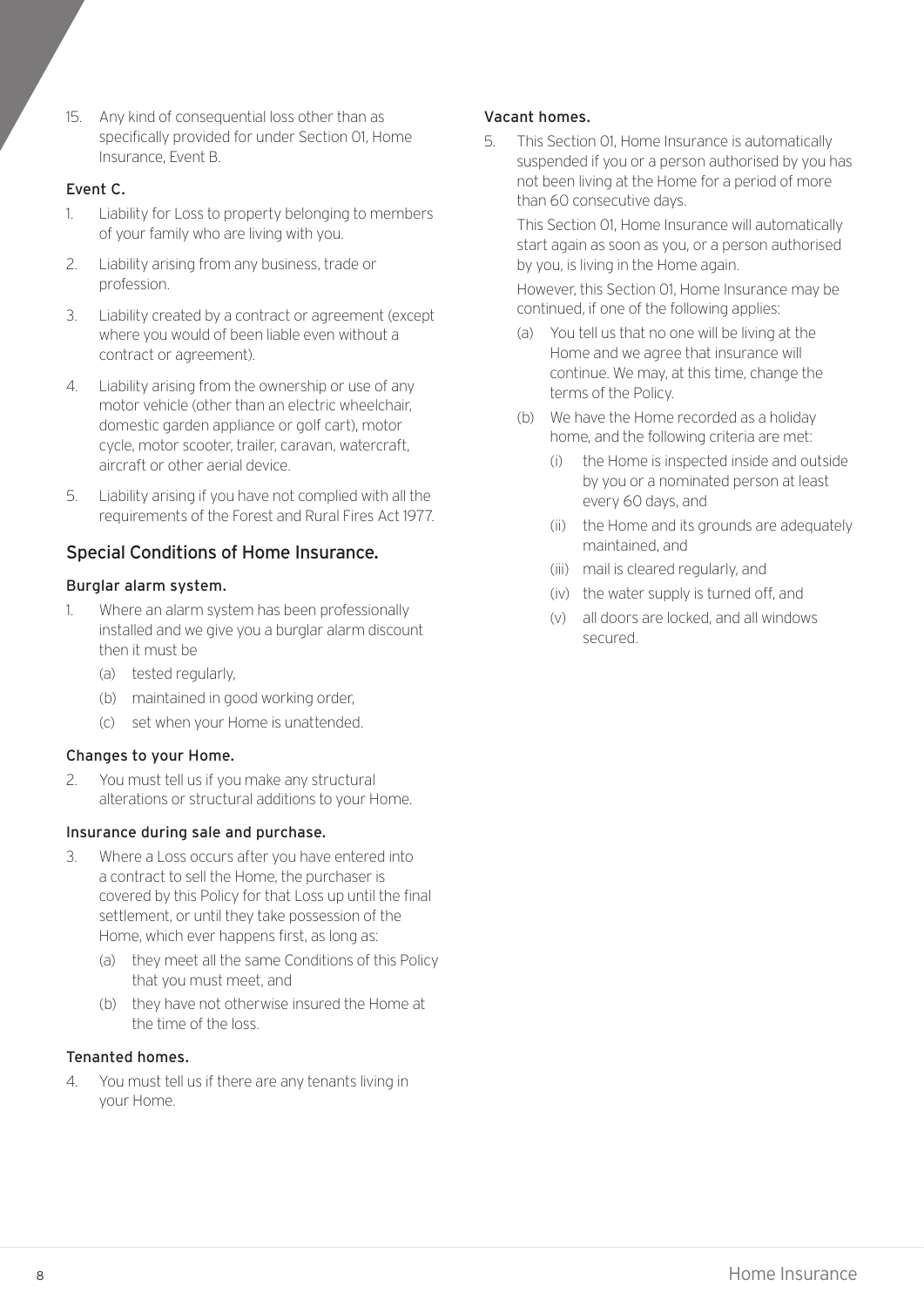15. Any kind of consequential loss other than as specifically provided for under Section 01, Home Insurance, Event B.

### Event C.

1. Liability for Loss to property belonging to members of your family who are living with you.
2. Liability arising from any business, trade or profession.
3. Liability created by a contract or agreement (except where you would of been liable even without a contract or agreement).
4. Liability arising from the ownership or use of any motor vehicle (other than an electric wheelchair, domestic garden appliance or golf cart), motor cycle, motor scooter, trailer, caravan, watercraft, aircraft or other aerial device.
5. Liability arising if you have not complied with all the requirements of the Forest and Rural Fires Act 1977.

## Special Conditions of Home Insurance.

### Burglar alarm system.

1. Where an alarm system has been professionally installed and we give you a burglar alarm discount then it must be
   - (a) tested regularly,
   - (b) maintained in good working order,
   - (c) set when your Home is unattended.

### Changes to your Home.

2. You must tell us if you make any structural alterations or structural additions to your Home.

### Insurance during sale and purchase.

3. Where a Loss occurs after you have entered into a contract to sell the Home, the purchaser is covered by this Policy for that Loss up until the final settlement, or until they take possession of the Home, which ever happens first, as long as:
   - (a) they meet all the same Conditions of this Policy that you must meet, and
   - (b) they have not otherwise insured the Home at the time of the loss.

### Tenanted homes.

4. You must tell us if there are any tenants living in your Home.

### Vacant homes.

5. This Section 01, Home Insurance is automatically suspended if you or a person authorised by you has not been living at the Home for a period of more than 60 consecutive days.

   This Section 01, Home Insurance will automatically start again as soon as you, or a person authorised by you, is living in the Home again.

   However, this Section 01, Home Insurance may be continued, if one of the following applies:
   - (a) You tell us that no one will be living at the Home and we agree that insurance will continue. We may, at this time, change the terms of the Policy.
   - (b) We have the Home recorded as a holiday home, and the following criteria are met:
     - (i) the Home is inspected inside and outside by you or a nominated person at least every 60 days, and
     - (ii) the Home and its grounds are adequately maintained, and
     - (iii) mail is cleared regularly, and
     - (iv) the water supply is turned off, and
     - (v) all doors are locked, and all windows secured.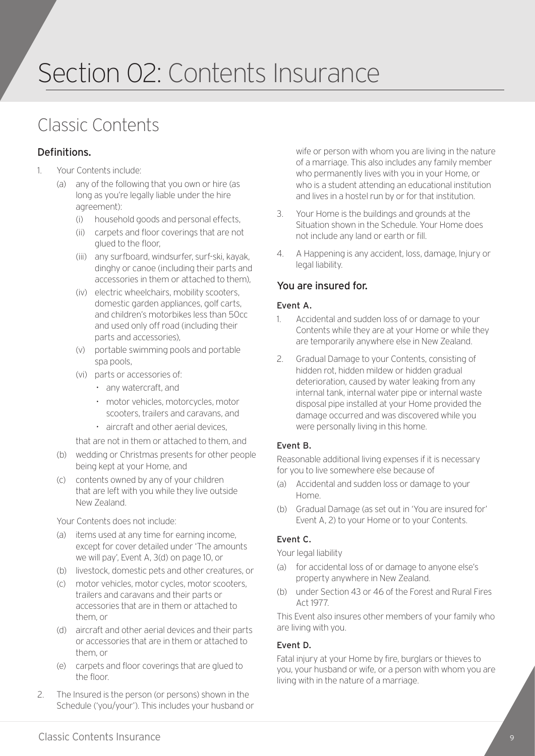# Section 02: Contents Insurance

## Classic Contents

### Definitions.

1. Your Contents include:
   (a) any of the following that you own or hire (as long as you're legally liable under the hire agreement):
      (i) household goods and personal effects,
      (ii) carpets and floor coverings that are not glued to the floor,
      (iii) any surfboard, windsurfer, surf-ski, kayak, dinghy or canoe (including their parts and accessories in them or attached to them),
      (iv) electric wheelchairs, mobility scooters, domestic garden appliances, golf carts, and children's motorbikes less than 50cc and used only off road (including their parts and accessories),
      (v) portable swimming pools and portable spa pools,
      (vi) parts or accessories of:
         - any watercraft, and
         - motor vehicles, motorcycles, motor scooters, trailers and caravans, and
         - aircraft and other aerial devices,

      that are not in them or attached to them, and
   (b) wedding or Christmas presents for other people being kept at your Home, and
   (c) contents owned by any of your children that are left with you while they live outside New Zealand.

   Your Contents does not include:
   (a) items used at any time for earning income, except for cover detailed under 'The amounts we will pay', Event A, 3(d) on page 10, or
   (b) livestock, domestic pets and other creatures, or
   (c) motor vehicles, motor cycles, motor scooters, trailers and caravans and their parts or accessories that are in them or attached to them, or
   (d) aircraft and other aerial devices and their parts or accessories that are in them or attached to them, or
   (e) carpets and floor coverings that are glued to the floor.
2. The Insured is the person (or persons) shown in the Schedule ('you/your'). This includes your husband or wife or person with whom you are living in the nature of a marriage. This also includes any family member who permanently lives with you in your Home, or who is a student attending an educational institution and lives in a hostel run by or for that institution.
3. Your Home is the buildings and grounds at the Situation shown in the Schedule. Your Home does not include any land or earth or fill.
4. A Happening is any accident, loss, damage, Injury or legal liability.

### You are insured for.

#### Event A.

1. Accidental and sudden loss of or damage to your Contents while they are at your Home or while they are temporarily anywhere else in New Zealand.
2. Gradual Damage to your Contents, consisting of hidden rot, hidden mildew or hidden gradual deterioration, caused by water leaking from any internal tank, internal water pipe or internal waste disposal pipe installed at your Home provided the damage occurred and was discovered while you were personally living in this home.

#### Event B.

Reasonable additional living expenses if it is necessary for you to live somewhere else because of

(a) Accidental and sudden loss or damage to your Home.
(b) Gradual Damage (as set out in 'You are insured for' Event A, 2) to your Home or to your Contents.

#### Event C.

Your legal liability

(a) for accidental loss of or damage to anyone else's property anywhere in New Zealand.
(b) under Section 43 or 46 of the Forest and Rural Fires Act 1977.

This Event also insures other members of your family who are living with you.

#### Event D.

Fatal injury at your Home by fire, burglars or thieves to you, your husband or wife, or a person with whom you are living with in the nature of a marriage.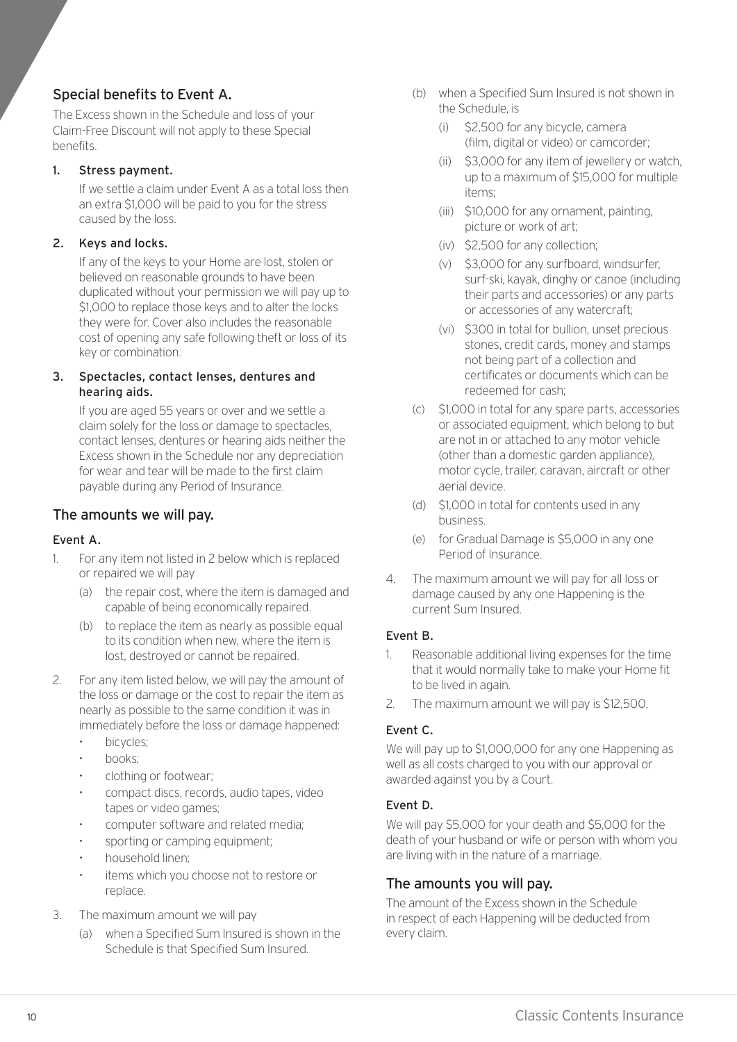## Special benefits to Event A.

The Excess shown in the Schedule and loss of your Claim-Free Discount will not apply to these Special benefits.

### 1. Stress payment.

If we settle a claim under Event A as a total loss then an extra $1,000 will be paid to you for the stress caused by the loss.

### 2. Keys and locks.

If any of the keys to your Home are lost, stolen or believed on reasonable grounds to have been duplicated without your permission we will pay up to $1,000 to replace those keys and to alter the locks they were for. Cover also includes the reasonable cost of opening any safe following theft or loss of its key or combination.

### 3. Spectacles, contact lenses, dentures and hearing aids.

If you are aged 55 years or over and we settle a claim solely for the loss or damage to spectacles, contact lenses, dentures or hearing aids neither the Excess shown in the Schedule nor any depreciation for wear and tear will be made to the first claim payable during any Period of Insurance.

## The amounts we will pay.

### Event A.

1. For any item not listed in 2 below which is replaced or repaired we will pay
   - (a) the repair cost, where the item is damaged and capable of being economically repaired.
   - (b) to replace the item as nearly as possible equal to its condition when new, where the item is lost, destroyed or cannot be repaired.
2. For any item listed below, we will pay the amount of the loss or damage or the cost to repair the item as nearly as possible to the same condition it was in immediately before the loss or damage happened:
   - bicycles;
   - books;
   - clothing or footwear;
   - compact discs, records, audio tapes, video tapes or video games;
   - computer software and related media;
   - sporting or camping equipment;
   - household linen;
   - items which you choose not to restore or replace.
3. The maximum amount we will pay
   - (a) when a Specified Sum Insured is shown in the Schedule is that Specified Sum Insured.
   - (b) when a Specified Sum Insured is not shown in the Schedule, is
     - (i) $2,500 for any bicycle, camera (film, digital or video) or camcorder;
     - (ii) $3,000 for any item of jewellery or watch, up to a maximum of $15,000 for multiple items;
     - (iii) $10,000 for any ornament, painting, picture or work of art;
     - (iv) $2,500 for any collection;
     - (v) $3,000 for any surfboard, windsurfer, surf-ski, kayak, dinghy or canoe (including their parts and accessories) or any parts or accessories of any watercraft;
     - (vi) $300 in total for bullion, unset precious stones, credit cards, money and stamps not being part of a collection and certificates or documents which can be redeemed for cash;
   - (c) $1,000 in total for any spare parts, accessories or associated equipment, which belong to but are not in or attached to any motor vehicle (other than a domestic garden appliance), motor cycle, trailer, caravan, aircraft or other aerial device.
   - (d) $1,000 in total for contents used in any business.
   - (e) for Gradual Damage is $5,000 in any one Period of Insurance.
4. The maximum amount we will pay for all loss or damage caused by any one Happening is the current Sum Insured.

### Event B.

1. Reasonable additional living expenses for the time that it would normally take to make your Home fit to be lived in again.
2. The maximum amount we will pay is $12,500.

### Event C.

We will pay up to $1,000,000 for any one Happening as well as all costs charged to you with our approval or awarded against you by a Court.

### Event D.

We will pay $5,000 for your death and $5,000 for the death of your husband or wife or person with whom you are living with in the nature of a marriage.

## The amounts you will pay.

The amount of the Excess shown in the Schedule in respect of each Happening will be deducted from every claim.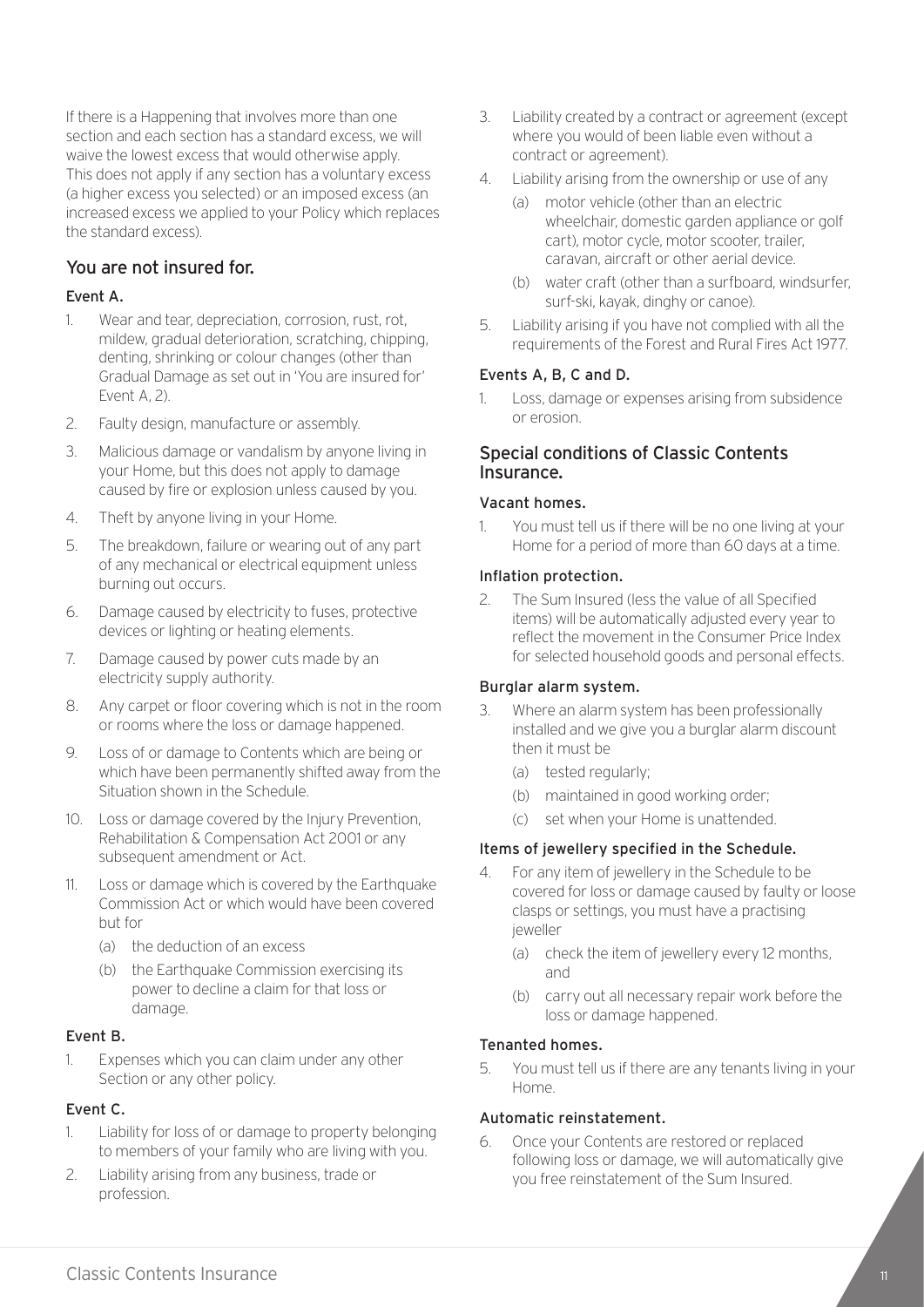If there is a Happening that involves more than one section and each section has a standard excess, we will waive the lowest excess that would otherwise apply. This does not apply if any section has a voluntary excess (a higher excess you selected) or an imposed excess (an increased excess we applied to your Policy which replaces the standard excess).

## You are not insured for.

### Event A.

1. Wear and tear, depreciation, corrosion, rust, rot, mildew, gradual deterioration, scratching, chipping, denting, shrinking or colour changes (other than Gradual Damage as set out in 'You are insured for' Event A, 2).
2. Faulty design, manufacture or assembly.
3. Malicious damage or vandalism by anyone living in your Home, but this does not apply to damage caused by fire or explosion unless caused by you.
4. Theft by anyone living in your Home.
5. The breakdown, failure or wearing out of any part of any mechanical or electrical equipment unless burning out occurs.
6. Damage caused by electricity to fuses, protective devices or lighting or heating elements.
7. Damage caused by power cuts made by an electricity supply authority.
8. Any carpet or floor covering which is not in the room or rooms where the loss or damage happened.
9. Loss of or damage to Contents which are being or which have been permanently shifted away from the Situation shown in the Schedule.
10. Loss or damage covered by the Injury Prevention, Rehabilitation & Compensation Act 2001 or any subsequent amendment or Act.
11. Loss or damage which is covered by the Earthquake Commission Act or which would have been covered but for
    - (a) the deduction of an excess
    - (b) the Earthquake Commission exercising its power to decline a claim for that loss or damage.

### Event B.

1. Expenses which you can claim under any other Section or any other policy.

### Event C.

1. Liability for loss of or damage to property belonging to members of your family who are living with you.
2. Liability arising from any business, trade or profession.
3. Liability created by a contract or agreement (except where you would of been liable even without a contract or agreement).
4. Liability arising from the ownership or use of any
    - (a) motor vehicle (other than an electric wheelchair, domestic garden appliance or golf cart), motor cycle, motor scooter, trailer, caravan, aircraft or other aerial device.
    - (b) water craft (other than a surfboard, windsurfer, surf-ski, kayak, dinghy or canoe).
5. Liability arising if you have not complied with all the requirements of the Forest and Rural Fires Act 1977.

### Events A, B, C and D.

1. Loss, damage or expenses arising from subsidence or erosion.

## Special conditions of Classic Contents Insurance.

### Vacant homes.

1. You must tell us if there will be no one living at your Home for a period of more than 60 days at a time.

### Inflation protection.

2. The Sum Insured (less the value of all Specified items) will be automatically adjusted every year to reflect the movement in the Consumer Price Index for selected household goods and personal effects.

### Burglar alarm system.

3. Where an alarm system has been professionally installed and we give you a burglar alarm discount then it must be
    - (a) tested regularly;
    - (b) maintained in good working order;
    - (c) set when your Home is unattended.

### Items of jewellery specified in the Schedule.

4. For any item of jewellery in the Schedule to be covered for loss or damage caused by faulty or loose clasps or settings, you must have a practising jeweller
    - (a) check the item of jewellery every 12 months, and
    - (b) carry out all necessary repair work before the loss or damage happened.

### Tenanted homes.

5. You must tell us if there are any tenants living in your Home.

### Automatic reinstatement.

6. Once your Contents are restored or replaced following loss or damage, we will automatically give you free reinstatement of the Sum Insured.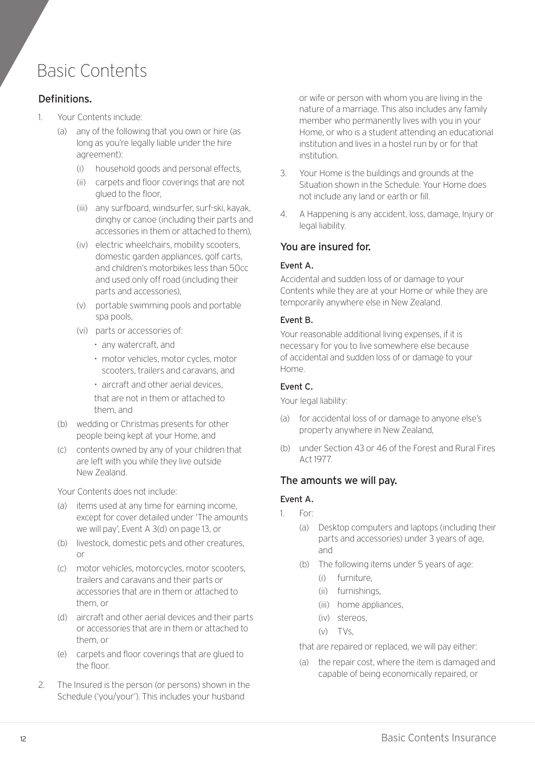# Basic Contents

## Definitions.

1. Your Contents include:
   - (a) any of the following that you own or hire (as long as you're legally liable under the hire agreement):
     - (i) household goods and personal effects,
     - (ii) carpets and floor coverings that are not glued to the floor,
     - (iii) any surfboard, windsurfer, surf-ski, kayak, dinghy or canoe (including their parts and accessories in them or attached to them),
     - (iv) electric wheelchairs, mobility scooters, domestic garden appliances, golf carts, and children's motorbikes less than 50cc and used only off road (including their parts and accessories),
     - (v) portable swimming pools and portable spa pools,
     - (vi) parts or accessories of:
       - any watercraft, and
       - motor vehicles, motor cycles, motor scooters, trailers and caravans, and
       - aircraft and other aerial devices,

       that are not in them or attached to them, and
   - (b) wedding or Christmas presents for other people being kept at your Home, and
   - (c) contents owned by any of your children that are left with you while they live outside New Zealand.

   Your Contents does not include:
   - (a) items used at any time for earning income, except for cover detailed under 'The amounts we will pay', Event A 3(d) on page 13, or
   - (b) livestock, domestic pets and other creatures, or
   - (c) motor vehicles, motorcycles, motor scooters, trailers and caravans and their parts or accessories that are in them or attached to them, or
   - (d) aircraft and other aerial devices and their parts or accessories that are in them or attached to them, or
   - (e) carpets and floor coverings that are glued to the floor.
2. The Insured is the person (or persons) shown in the Schedule ('you/your'). This includes your husband or wife or person with whom you are living in the nature of a marriage. This also includes any family member who permanently lives with you in your Home, or who is a student attending an educational institution and lives in a hostel run by or for that institution.
3. Your Home is the buildings and grounds at the Situation shown in the Schedule. Your Home does not include any land or earth or fill.
4. A Happening is any accident, loss, damage, Injury or legal liability.

## You are insured for.

### Event A.

Accidental and sudden loss of or damage to your Contents while they are at your Home or while they are temporarily anywhere else in New Zealand.

### Event B.

Your reasonable additional living expenses, if it is necessary for you to live somewhere else because of accidental and sudden loss of or damage to your Home.

### Event C.

Your legal liability:

- (a) for accidental loss of or damage to anyone else's property anywhere in New Zealand,
- (b) under Section 43 or 46 of the Forest and Rural Fires Act 1977.

## The amounts we will pay.

### Event A.

1. For:
   - (a) Desktop computers and laptops (including their parts and accessories) under 3 years of age, and
   - (b) The following items under 5 years of age:
     - (i) furniture,
     - (ii) furnishings,
     - (iii) home appliances,
     - (iv) stereos,
     - (v) TVs,

   that are repaired or replaced, we will pay either:
   - (a) the repair cost, where the item is damaged and capable of being economically repaired, or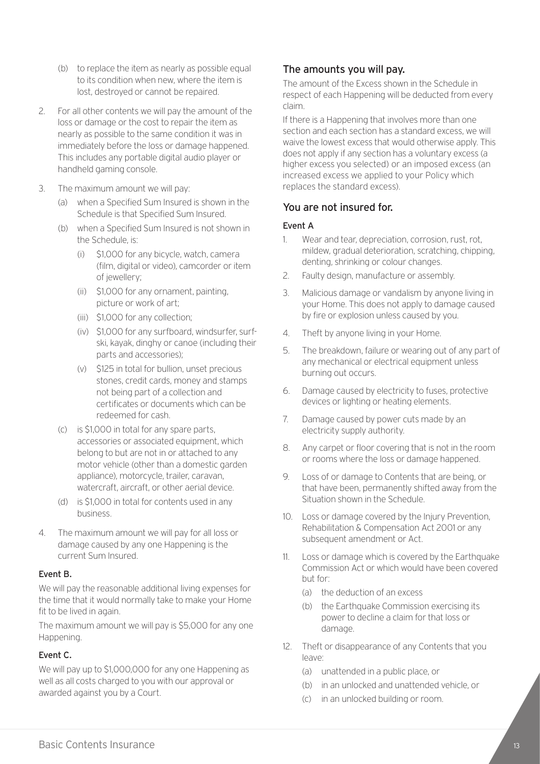(b) to replace the item as nearly as possible equal to its condition when new, where the item is lost, destroyed or cannot be repaired.

2. For all other contents we will pay the amount of the loss or damage or the cost to repair the item as nearly as possible to the same condition it was in immediately before the loss or damage happened. This includes any portable digital audio player or handheld gaming console.

3. The maximum amount we will pay:
   (a) when a Specified Sum Insured is shown in the Schedule is that Specified Sum Insured.
   (b) when a Specified Sum Insured is not shown in the Schedule, is:
      (i) $1,000 for any bicycle, watch, camera (film, digital or video), camcorder or item of jewellery;
      (ii) $1,000 for any ornament, painting, picture or work of art;
      (iii) $1,000 for any collection;
      (iv) $1,000 for any surfboard, windsurfer, surf-ski, kayak, dinghy or canoe (including their parts and accessories);
      (v) $125 in total for bullion, unset precious stones, credit cards, money and stamps not being part of a collection and certificates or documents which can be redeemed for cash.
   (c) is $1,000 in total for any spare parts, accessories or associated equipment, which belong to but are not in or attached to any motor vehicle (other than a domestic garden appliance), motorcycle, trailer, caravan, watercraft, aircraft, or other aerial device.
   (d) is $1,000 in total for contents used in any business.

4. The maximum amount we will pay for all loss or damage caused by any one Happening is the current Sum Insured.

#### Event B.

We will pay the reasonable additional living expenses for the time that it would normally take to make your Home fit to be lived in again.

The maximum amount we will pay is $5,000 for any one Happening.

#### Event C.

We will pay up to $1,000,000 for any one Happening as well as all costs charged to you with our approval or awarded against you by a Court.

### The amounts you will pay.

The amount of the Excess shown in the Schedule in respect of each Happening will be deducted from every claim.

If there is a Happening that involves more than one section and each section has a standard excess, we will waive the lowest excess that would otherwise apply. This does not apply if any section has a voluntary excess (a higher excess you selected) or an imposed excess (an increased excess we applied to your Policy which replaces the standard excess).

### You are not insured for.

#### Event A

1. Wear and tear, depreciation, corrosion, rust, rot, mildew, gradual deterioration, scratching, chipping, denting, shrinking or colour changes.
2. Faulty design, manufacture or assembly.
3. Malicious damage or vandalism by anyone living in your Home. This does not apply to damage caused by fire or explosion unless caused by you.
4. Theft by anyone living in your Home.
5. The breakdown, failure or wearing out of any part of any mechanical or electrical equipment unless burning out occurs.
6. Damage caused by electricity to fuses, protective devices or lighting or heating elements.
7. Damage caused by power cuts made by an electricity supply authority.
8. Any carpet or floor covering that is not in the room or rooms where the loss or damage happened.
9. Loss of or damage to Contents that are being, or that have been, permanently shifted away from the Situation shown in the Schedule.
10. Loss or damage covered by the Injury Prevention, Rehabilitation & Compensation Act 2001 or any subsequent amendment or Act.
11. Loss or damage which is covered by the Earthquake Commission Act or which would have been covered but for:
    (a) the deduction of an excess
    (b) the Earthquake Commission exercising its power to decline a claim for that loss or damage.
12. Theft or disappearance of any Contents that you leave:
    (a) unattended in a public place, or
    (b) in an unlocked and unattended vehicle, or
    (c) in an unlocked building or room.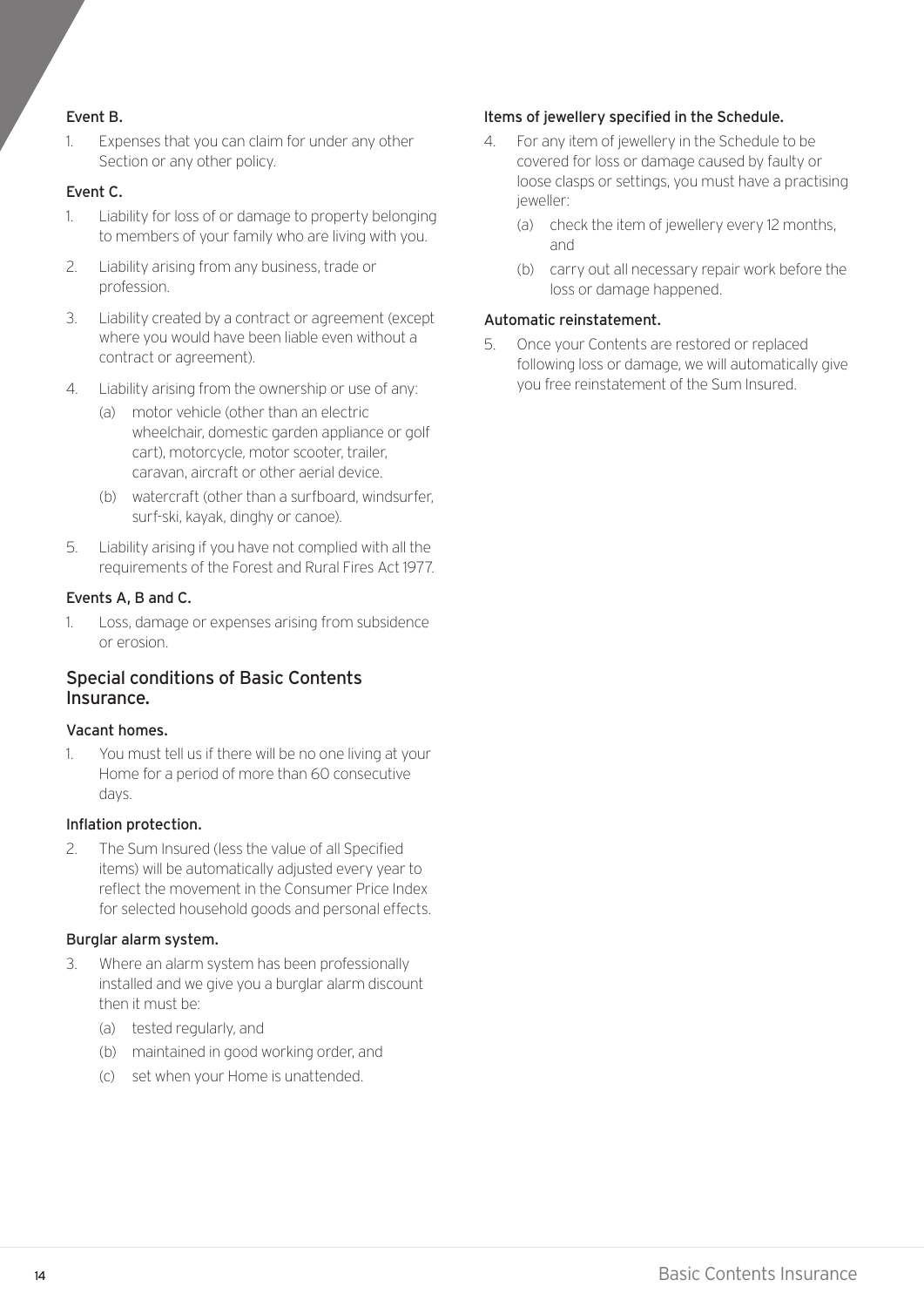#### Event B.

1. Expenses that you can claim for under any other Section or any other policy.

#### Event C.

1. Liability for loss of or damage to property belonging to members of your family who are living with you.
2. Liability arising from any business, trade or profession.
3. Liability created by a contract or agreement (except where you would have been liable even without a contract or agreement).
4. Liability arising from the ownership or use of any:
   (a) motor vehicle (other than an electric wheelchair, domestic garden appliance or golf cart), motorcycle, motor scooter, trailer, caravan, aircraft or other aerial device.
   (b) watercraft (other than a surfboard, windsurfer, surf-ski, kayak, dinghy or canoe).
5. Liability arising if you have not complied with all the requirements of the Forest and Rural Fires Act 1977.

#### Events A, B and C.

1. Loss, damage or expenses arising from subsidence or erosion.

### Special conditions of Basic Contents Insurance.

#### Vacant homes.

1. You must tell us if there will be no one living at your Home for a period of more than 60 consecutive days.

#### Inflation protection.

2. The Sum Insured (less the value of all Specified items) will be automatically adjusted every year to reflect the movement in the Consumer Price Index for selected household goods and personal effects.

#### Burglar alarm system.

3. Where an alarm system has been professionally installed and we give you a burglar alarm discount then it must be:
   (a) tested regularly, and
   (b) maintained in good working order, and
   (c) set when your Home is unattended.

#### Items of jewellery specified in the Schedule.

4. For any item of jewellery in the Schedule to be covered for loss or damage caused by faulty or loose clasps or settings, you must have a practising jeweller:
   (a) check the item of jewellery every 12 months, and
   (b) carry out all necessary repair work before the loss or damage happened.

#### Automatic reinstatement.

5. Once your Contents are restored or replaced following loss or damage, we will automatically give you free reinstatement of the Sum Insured.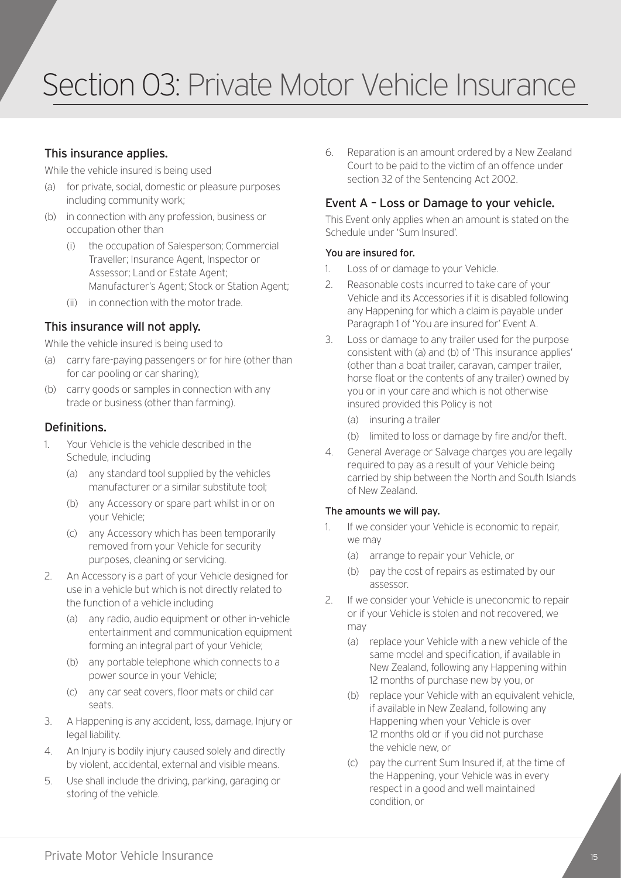# Section 03: Private Motor Vehicle Insurance

## This insurance applies.

While the vehicle insured is being used

- (a) for private, social, domestic or pleasure purposes including community work;
- (b) in connection with any profession, business or occupation other than
  - (i) the occupation of Salesperson; Commercial Traveller; Insurance Agent, Inspector or Assessor; Land or Estate Agent; Manufacturer's Agent; Stock or Station Agent;
  - (ii) in connection with the motor trade.

## This insurance will not apply.

While the vehicle insured is being used to

- (a) carry fare-paying passengers or for hire (other than for car pooling or car sharing);
- (b) carry goods or samples in connection with any trade or business (other than farming).

## Definitions.

1. Your Vehicle is the vehicle described in the Schedule, including
   - (a) any standard tool supplied by the vehicles manufacturer or a similar substitute tool;
   - (b) any Accessory or spare part whilst in or on your Vehicle;
   - (c) any Accessory which has been temporarily removed from your Vehicle for security purposes, cleaning or servicing.
2. An Accessory is a part of your Vehicle designed for use in a vehicle but which is not directly related to the function of a vehicle including
   - (a) any radio, audio equipment or other in-vehicle entertainment and communication equipment forming an integral part of your Vehicle;
   - (b) any portable telephone which connects to a power source in your Vehicle;
   - (c) any car seat covers, floor mats or child car seats.
3. A Happening is any accident, loss, damage, Injury or legal liability.
4. An Injury is bodily injury caused solely and directly by violent, accidental, external and visible means.
5. Use shall include the driving, parking, garaging or storing of the vehicle.
6. Reparation is an amount ordered by a New Zealand Court to be paid to the victim of an offence under section 32 of the Sentencing Act 2002.

## Event A – Loss or Damage to your vehicle.

This Event only applies when an amount is stated on the Schedule under 'Sum Insured'.

#### You are insured for.

1. Loss of or damage to your Vehicle.
2. Reasonable costs incurred to take care of your Vehicle and its Accessories if it is disabled following any Happening for which a claim is payable under Paragraph 1 of 'You are insured for' Event A.
3. Loss or damage to any trailer used for the purpose consistent with (a) and (b) of 'This insurance applies' (other than a boat trailer, caravan, camper trailer, horse float or the contents of any trailer) owned by you or in your care and which is not otherwise insured provided this Policy is not
   - (a) insuring a trailer
   - (b) limited to loss or damage by fire and/or theft.
4. General Average or Salvage charges you are legally required to pay as a result of your Vehicle being carried by ship between the North and South Islands of New Zealand.

#### The amounts we will pay.

1. If we consider your Vehicle is economic to repair, we may
   - (a) arrange to repair your Vehicle, or
   - (b) pay the cost of repairs as estimated by our assessor.
2. If we consider your Vehicle is uneconomic to repair or if your Vehicle is stolen and not recovered, we may
   - (a) replace your Vehicle with a new vehicle of the same model and specification, if available in New Zealand, following any Happening within 12 months of purchase new by you, or
   - (b) replace your Vehicle with an equivalent vehicle, if available in New Zealand, following any Happening when your Vehicle is over 12 months old or if you did not purchase the vehicle new, or
   - (c) pay the current Sum Insured if, at the time of the Happening, your Vehicle was in every respect in a good and well maintained condition, or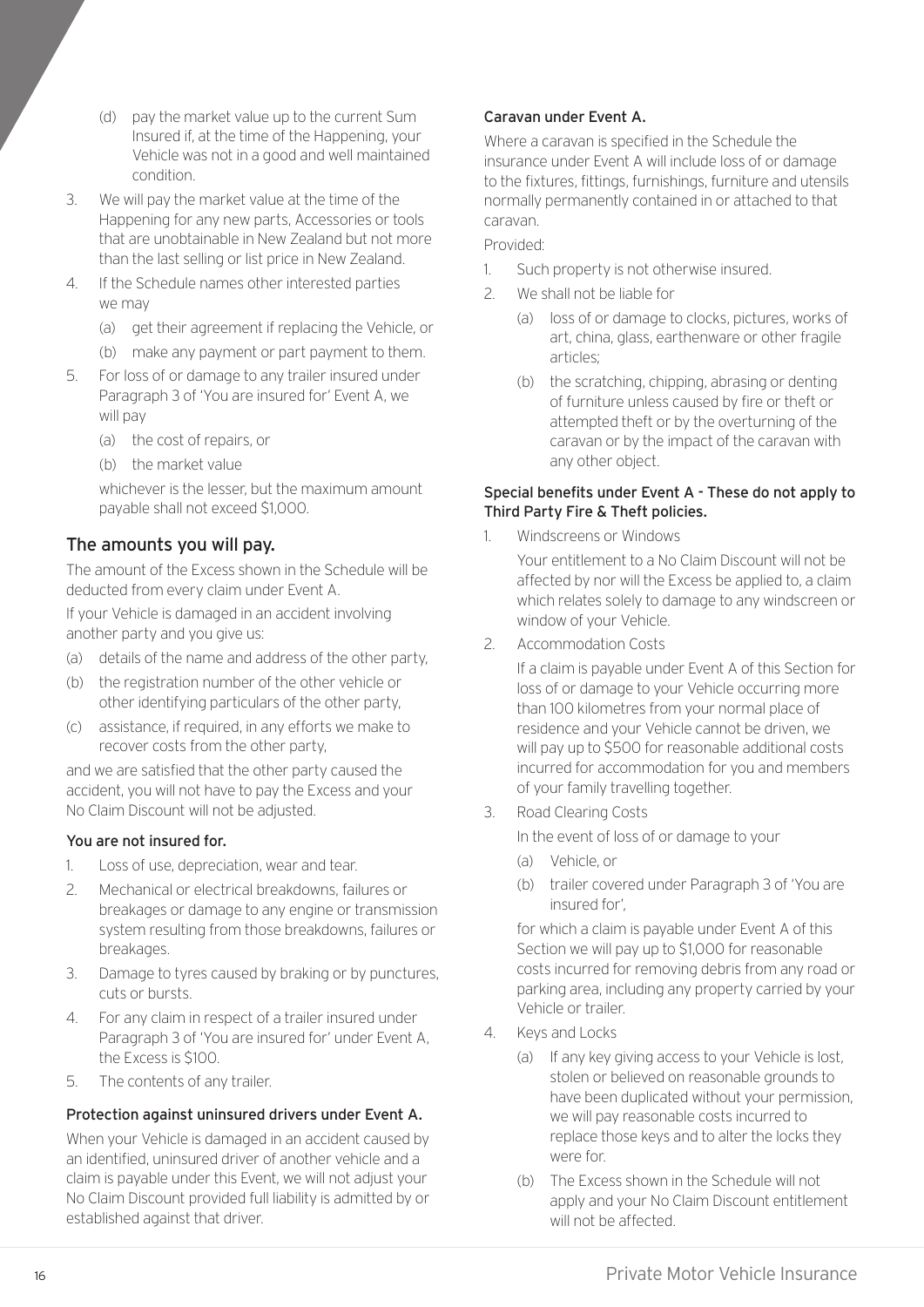(d) pay the market value up to the current Sum Insured if, at the time of the Happening, your Vehicle was not in a good and well maintained condition.

3. We will pay the market value at the time of the Happening for any new parts, Accessories or tools that are unobtainable in New Zealand but not more than the last selling or list price in New Zealand.
4. If the Schedule names other interested parties we may
   (a) get their agreement if replacing the Vehicle, or
   (b) make any payment or part payment to them.
5. For loss of or damage to any trailer insured under Paragraph 3 of 'You are insured for' Event A, we will pay
   (a) the cost of repairs, or
   (b) the market value

   whichever is the lesser, but the maximum amount payable shall not exceed $1,000.

## The amounts you will pay.

The amount of the Excess shown in the Schedule will be deducted from every claim under Event A.

If your Vehicle is damaged in an accident involving another party and you give us:

(a) details of the name and address of the other party,
(b) the registration number of the other vehicle or other identifying particulars of the other party,
(c) assistance, if required, in any efforts we make to recover costs from the other party,

and we are satisfied that the other party caused the accident, you will not have to pay the Excess and your No Claim Discount will not be adjusted.

### You are not insured for.

1. Loss of use, depreciation, wear and tear.
2. Mechanical or electrical breakdowns, failures or breakages or damage to any engine or transmission system resulting from those breakdowns, failures or breakages.
3. Damage to tyres caused by braking or by punctures, cuts or bursts.
4. For any claim in respect of a trailer insured under Paragraph 3 of 'You are insured for' under Event A, the Excess is $100.
5. The contents of any trailer.

### Protection against uninsured drivers under Event A.

When your Vehicle is damaged in an accident caused by an identified, uninsured driver of another vehicle and a claim is payable under this Event, we will not adjust your No Claim Discount provided full liability is admitted by or established against that driver.

### Caravan under Event A.

Where a caravan is specified in the Schedule the insurance under Event A will include loss of or damage to the fixtures, fittings, furnishings, furniture and utensils normally permanently contained in or attached to that caravan.

Provided:

1. Such property is not otherwise insured.
2. We shall not be liable for
   (a) loss of or damage to clocks, pictures, works of art, china, glass, earthenware or other fragile articles;
   (b) the scratching, chipping, abrasing or denting of furniture unless caused by fire or theft or attempted theft or by the overturning of the caravan or by the impact of the caravan with any other object.

### Special benefits under Event A - These do not apply to Third Party Fire & Theft policies.

1. Windscreens or Windows

   Your entitlement to a No Claim Discount will not be affected by nor will the Excess be applied to, a claim which relates solely to damage to any windscreen or window of your Vehicle.

2. Accommodation Costs

   If a claim is payable under Event A of this Section for loss of or damage to your Vehicle occurring more than 100 kilometres from your normal place of residence and your Vehicle cannot be driven, we will pay up to $500 for reasonable additional costs incurred for accommodation for you and members of your family travelling together.

3. Road Clearing Costs

   In the event of loss of or damage to your
   (a) Vehicle, or
   (b) trailer covered under Paragraph 3 of 'You are insured for',

   for which a claim is payable under Event A of this Section we will pay up to $1,000 for reasonable costs incurred for removing debris from any road or parking area, including any property carried by your Vehicle or trailer.

4. Keys and Locks
   (a) If any key giving access to your Vehicle is lost, stolen or believed on reasonable grounds to have been duplicated without your permission, we will pay reasonable costs incurred to replace those keys and to alter the locks they were for.
   (b) The Excess shown in the Schedule will not apply and your No Claim Discount entitlement will not be affected.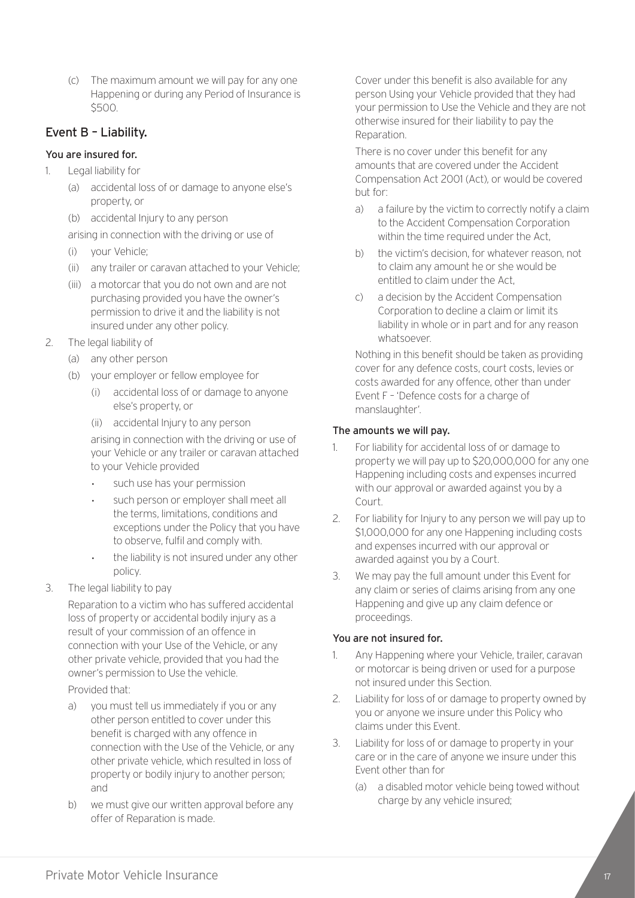(c) The maximum amount we will pay for any one Happening or during any Period of Insurance is $500.

## Event B – Liability.

### You are insured for.

1. Legal liability for
   (a) accidental loss of or damage to anyone else's property, or
   (b) accidental Injury to any person

   arising in connection with the driving or use of
   (i) your Vehicle;
   (ii) any trailer or caravan attached to your Vehicle;
   (iii) a motorcar that you do not own and are not purchasing provided you have the owner's permission to drive it and the liability is not insured under any other policy.
2. The legal liability of
   (a) any other person
   (b) your employer or fellow employee for
      (i) accidental loss of or damage to anyone else's property, or
      (ii) accidental Injury to any person

      arising in connection with the driving or use of your Vehicle or any trailer or caravan attached to your Vehicle provided
      - such use has your permission
      - such person or employer shall meet all the terms, limitations, conditions and exceptions under the Policy that you have to observe, fulfil and comply with.
      - the liability is not insured under any other policy.
3. The legal liability to pay

   Reparation to a victim who has suffered accidental loss of property or accidental bodily injury as a result of your commission of an offence in connection with your Use of the Vehicle, or any other private vehicle, provided that you had the owner's permission to Use the vehicle.

   Provided that:
   a) you must tell us immediately if you or any other person entitled to cover under this benefit is charged with any offence in connection with the Use of the Vehicle, or any other private vehicle, which resulted in loss of property or bodily injury to another person; and
   b) we must give our written approval before any offer of Reparation is made.

   Cover under this benefit is also available for any person Using your Vehicle provided that they had your permission to Use the Vehicle and they are not otherwise insured for their liability to pay the Reparation.

   There is no cover under this benefit for any amounts that are covered under the Accident Compensation Act 2001 (Act), or would be covered but for:
   a) a failure by the victim to correctly notify a claim to the Accident Compensation Corporation within the time required under the Act,
   b) the victim's decision, for whatever reason, not to claim any amount he or she would be entitled to claim under the Act,
   c) a decision by the Accident Compensation Corporation to decline a claim or limit its liability in whole or in part and for any reason whatsoever.

   Nothing in this benefit should be taken as providing cover for any defence costs, court costs, levies or costs awarded for any offence, other than under Event F – 'Defence costs for a charge of manslaughter'.

### The amounts we will pay.

1. For liability for accidental loss of or damage to property we will pay up to $20,000,000 for any one Happening including costs and expenses incurred with our approval or awarded against you by a Court.
2. For liability for Injury to any person we will pay up to $1,000,000 for any one Happening including costs and expenses incurred with our approval or awarded against you by a Court.
3. We may pay the full amount under this Event for any claim or series of claims arising from any one Happening and give up any claim defence or proceedings.

### You are not insured for.

1. Any Happening where your Vehicle, trailer, caravan or motorcar is being driven or used for a purpose not insured under this Section.
2. Liability for loss of or damage to property owned by you or anyone we insure under this Policy who claims under this Event.
3. Liability for loss of or damage to property in your care or in the care of anyone we insure under this Event other than for
   (a) a disabled motor vehicle being towed without charge by any vehicle insured;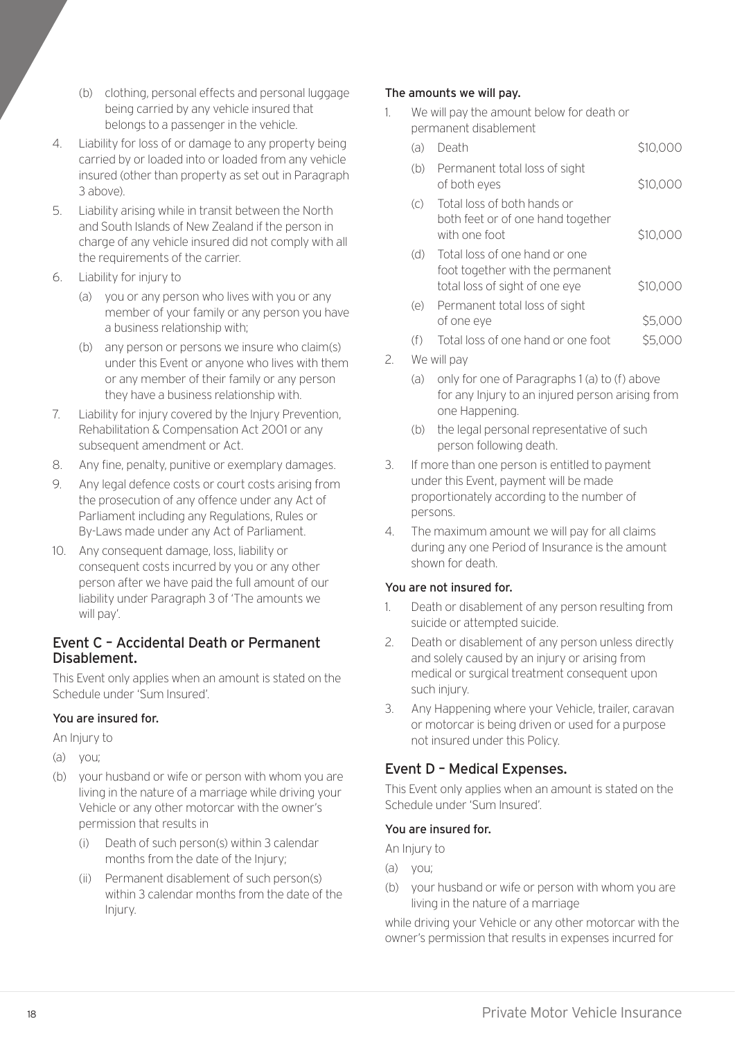(b) clothing, personal effects and personal luggage being carried by any vehicle insured that belongs to a passenger in the vehicle.

4. Liability for loss of or damage to any property being carried by or loaded into or loaded from any vehicle insured (other than property as set out in Paragraph 3 above).
5. Liability arising while in transit between the North and South Islands of New Zealand if the person in charge of any vehicle insured did not comply with all the requirements of the carrier.
6. Liability for injury to
   - (a) you or any person who lives with you or any member of your family or any person you have a business relationship with;
   - (b) any person or persons we insure who claim(s) under this Event or anyone who lives with them or any member of their family or any person they have a business relationship with.
7. Liability for injury covered by the Injury Prevention, Rehabilitation & Compensation Act 2001 or any subsequent amendment or Act.
8. Any fine, penalty, punitive or exemplary damages.
9. Any legal defence costs or court costs arising from the prosecution of any offence under any Act of Parliament including any Regulations, Rules or By-Laws made under any Act of Parliament.
10. Any consequent damage, loss, liability or consequent costs incurred by you or any other person after we have paid the full amount of our liability under Paragraph 3 of 'The amounts we will pay'.

## Event C – Accidental Death or Permanent Disablement.

This Event only applies when an amount is stated on the Schedule under 'Sum Insured'.

### You are insured for.

An Injury to

(a) you;

(b) your husband or wife or person with whom you are living in the nature of a marriage while driving your Vehicle or any other motorcar with the owner's permission that results in

- (i) Death of such person(s) within 3 calendar months from the date of the Injury;
- (ii) Permanent disablement of such person(s) within 3 calendar months from the date of the Injury.

### The amounts we will pay.

1. We will pay the amount below for death or permanent disablement

| | | |
|---|---|---|
| (a) | Death | $10,000 |
| (b) | Permanent total loss of sight of both eyes | $10,000 |
| (c) | Total loss of both hands or both feet or of one hand together with one foot | $10,000 |
| (d) | Total loss of one hand or one foot together with the permanent total loss of sight of one eye | $10,000 |
| (e) | Permanent total loss of sight of one eye | $5,000 |
| (f) | Total loss of one hand or one foot | $5,000 |

2. We will pay
   - (a) only for one of Paragraphs 1 (a) to (f) above for any Injury to an injured person arising from one Happening.
   - (b) the legal personal representative of such person following death.
3. If more than one person is entitled to payment under this Event, payment will be made proportionately according to the number of persons.
4. The maximum amount we will pay for all claims during any one Period of Insurance is the amount shown for death.

### You are not insured for.

1. Death or disablement of any person resulting from suicide or attempted suicide.
2. Death or disablement of any person unless directly and solely caused by an injury or arising from medical or surgical treatment consequent upon such injury.
3. Any Happening where your Vehicle, trailer, caravan or motorcar is being driven or used for a purpose not insured under this Policy.

## Event D – Medical Expenses.

This Event only applies when an amount is stated on the Schedule under 'Sum Insured'.

### You are insured for.

An Injury to

(a) you;

(b) your husband or wife or person with whom you are living in the nature of a marriage

while driving your Vehicle or any other motorcar with the owner's permission that results in expenses incurred for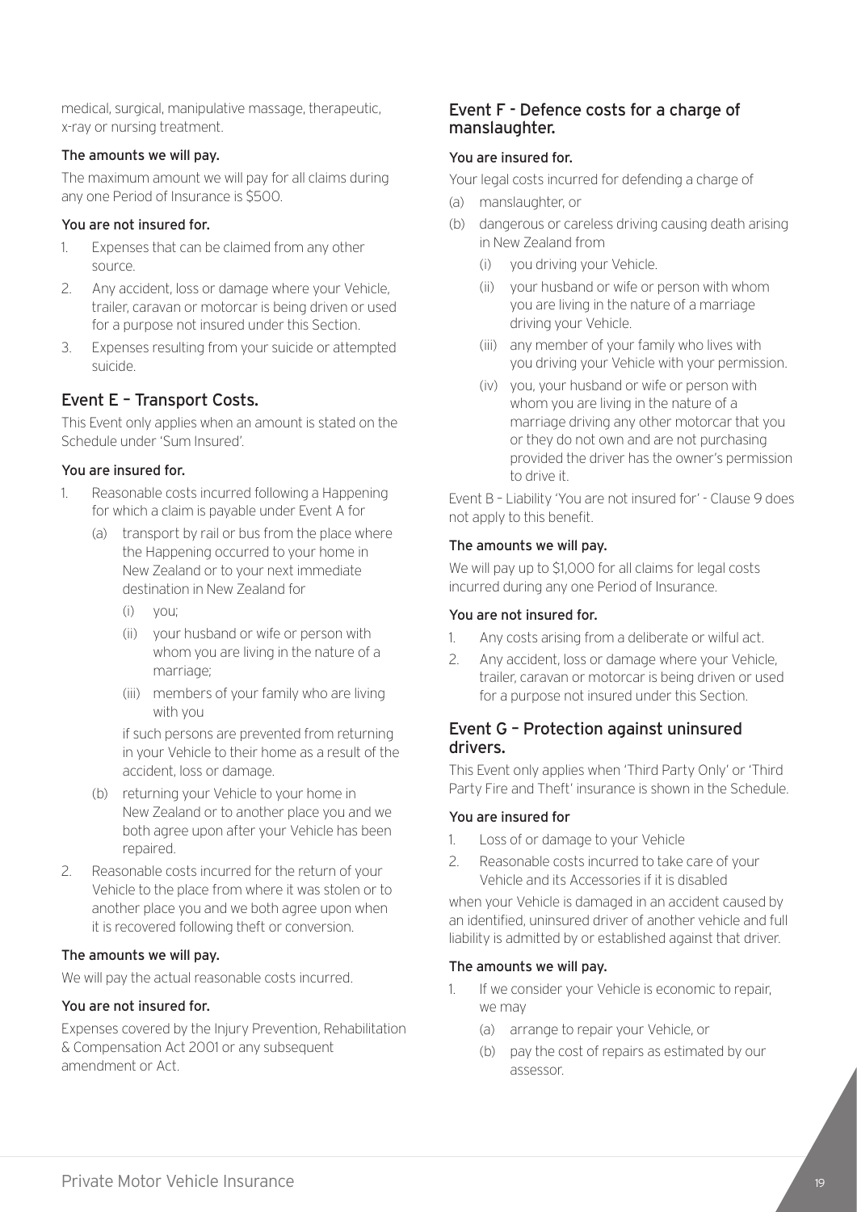medical, surgical, manipulative massage, therapeutic, x-ray or nursing treatment.

#### The amounts we will pay.

The maximum amount we will pay for all claims during any one Period of Insurance is $500.

#### You are not insured for.

1. Expenses that can be claimed from any other source.
2. Any accident, loss or damage where your Vehicle, trailer, caravan or motorcar is being driven or used for a purpose not insured under this Section.
3. Expenses resulting from your suicide or attempted suicide.

### Event E – Transport Costs.

This Event only applies when an amount is stated on the Schedule under 'Sum Insured'.

#### You are insured for.

1. Reasonable costs incurred following a Happening for which a claim is payable under Event A for
   (a) transport by rail or bus from the place where the Happening occurred to your home in New Zealand or to your next immediate destination in New Zealand for
      (i) you;
      (ii) your husband or wife or person with whom you are living in the nature of a marriage;
      (iii) members of your family who are living with you

      if such persons are prevented from returning in your Vehicle to their home as a result of the accident, loss or damage.
   (b) returning your Vehicle to your home in New Zealand or to another place you and we both agree upon after your Vehicle has been repaired.
2. Reasonable costs incurred for the return of your Vehicle to the place from where it was stolen or to another place you and we both agree upon when it is recovered following theft or conversion.

#### The amounts we will pay.

We will pay the actual reasonable costs incurred.

#### You are not insured for.

Expenses covered by the Injury Prevention, Rehabilitation & Compensation Act 2001 or any subsequent amendment or Act.

### Event F - Defence costs for a charge of manslaughter.

#### You are insured for.

Your legal costs incurred for defending a charge of

(a) manslaughter, or
(b) dangerous or careless driving causing death arising in New Zealand from
   (i) you driving your Vehicle.
   (ii) your husband or wife or person with whom you are living in the nature of a marriage driving your Vehicle.
   (iii) any member of your family who lives with you driving your Vehicle with your permission.
   (iv) you, your husband or wife or person with whom you are living in the nature of a marriage driving any other motorcar that you or they do not own and are not purchasing provided the driver has the owner's permission to drive it.

Event B – Liability 'You are not insured for' - Clause 9 does not apply to this benefit.

#### The amounts we will pay.

We will pay up to $1,000 for all claims for legal costs incurred during any one Period of Insurance.

#### You are not insured for.

1. Any costs arising from a deliberate or wilful act.
2. Any accident, loss or damage where your Vehicle, trailer, caravan or motorcar is being driven or used for a purpose not insured under this Section.

### Event G – Protection against uninsured drivers.

This Event only applies when 'Third Party Only' or 'Third Party Fire and Theft' insurance is shown in the Schedule.

#### You are insured for

1. Loss of or damage to your Vehicle
2. Reasonable costs incurred to take care of your Vehicle and its Accessories if it is disabled

when your Vehicle is damaged in an accident caused by an identified, uninsured driver of another vehicle and full liability is admitted by or established against that driver.

#### The amounts we will pay.

1. If we consider your Vehicle is economic to repair, we may
   (a) arrange to repair your Vehicle, or
   (b) pay the cost of repairs as estimated by our assessor.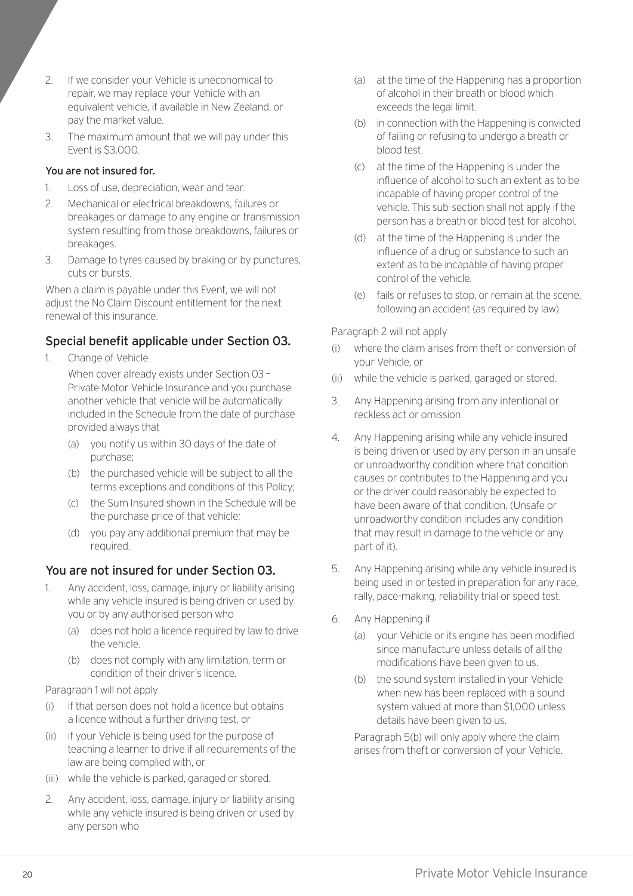2. If we consider your Vehicle is uneconomical to repair, we may replace your Vehicle with an equivalent vehicle, if available in New Zealand, or pay the market value.
3. The maximum amount that we will pay under this Event is $3,000.

#### You are not insured for.

1. Loss of use, depreciation, wear and tear.
2. Mechanical or electrical breakdowns, failures or breakages or damage to any engine or transmission system resulting from those breakdowns, failures or breakages.
3. Damage to tyres caused by braking or by punctures, cuts or bursts.

When a claim is payable under this Event, we will not adjust the No Claim Discount entitlement for the next renewal of this insurance.

### Special benefit applicable under Section 03.

1. Change of Vehicle

   When cover already exists under Section 03 – Private Motor Vehicle Insurance and you purchase another vehicle that vehicle will be automatically included in the Schedule from the date of purchase provided always that

   (a) you notify us within 30 days of the date of purchase;

   (b) the purchased vehicle will be subject to all the terms exceptions and conditions of this Policy;

   (c) the Sum Insured shown in the Schedule will be the purchase price of that vehicle;

   (d) you pay any additional premium that may be required.

### You are not insured for under Section 03.

1. Any accident, loss, damage, injury or liability arising while any vehicle insured is being driven or used by you or by any authorised person who

   (a) does not hold a licence required by law to drive the vehicle.

   (b) does not comply with any limitation, term or condition of their driver's licence.

Paragraph 1 will not apply

(i) if that person does not hold a licence but obtains a licence without a further driving test, or

(ii) if your Vehicle is being used for the purpose of teaching a learner to drive if all requirements of the law are being complied with, or

(iii) while the vehicle is parked, garaged or stored.

2. Any accident, loss, damage, injury or liability arising while any vehicle insured is being driven or used by any person who

   (a) at the time of the Happening has a proportion of alcohol in their breath or blood which exceeds the legal limit.

   (b) in connection with the Happening is convicted of failing or refusing to undergo a breath or blood test.

   (c) at the time of the Happening is under the influence of alcohol to such an extent as to be incapable of having proper control of the vehicle. This sub-section shall not apply if the person has a breath or blood test for alcohol.

   (d) at the time of the Happening is under the influence of a drug or substance to such an extent as to be incapable of having proper control of the vehicle.

   (e) fails or refuses to stop, or remain at the scene, following an accident (as required by law).

Paragraph 2 will not apply

(i) where the claim arises from theft or conversion of your Vehicle, or

(ii) while the vehicle is parked, garaged or stored.

3. Any Happening arising from any intentional or reckless act or omission.

4. Any Happening arising while any vehicle insured is being driven or used by any person in an unsafe or unroadworthy condition where that condition causes or contributes to the Happening and you or the driver could reasonably be expected to have been aware of that condition. (Unsafe or unroadworthy condition includes any condition that may result in damage to the vehicle or any part of it).

5. Any Happening arising while any vehicle insured is being used in or tested in preparation for any race, rally, pace-making, reliability trial or speed test.

6. Any Happening if

   (a) your Vehicle or its engine has been modified since manufacture unless details of all the modifications have been given to us.

   (b) the sound system installed in your Vehicle when new has been replaced with a sound system valued at more than $1,000 unless details have been given to us.

   Paragraph 5(b) will only apply where the claim arises from theft or conversion of your Vehicle.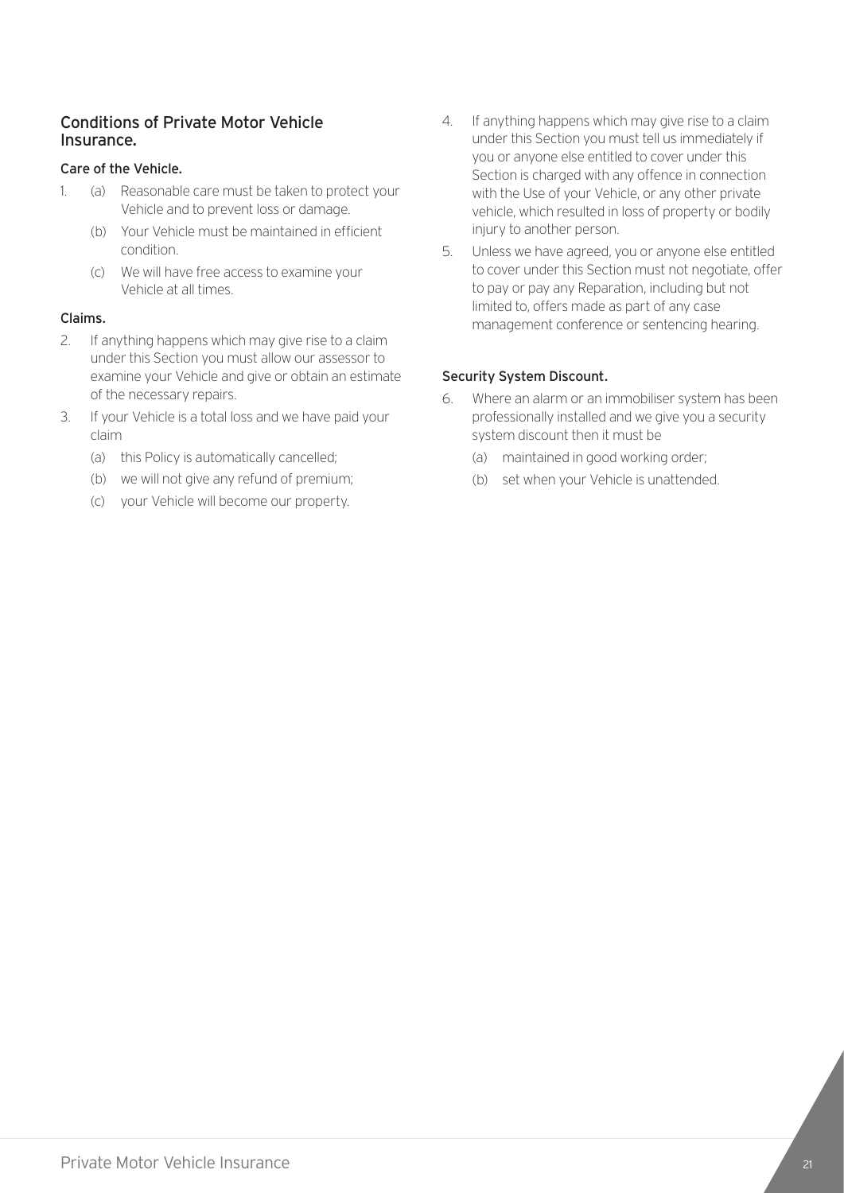## Conditions of Private Motor Vehicle Insurance.

### Care of the Vehicle.

1. (a) Reasonable care must be taken to protect your Vehicle and to prevent loss or damage.
   (b) Your Vehicle must be maintained in efficient condition.
   (c) We will have free access to examine your Vehicle at all times.

### Claims.

2. If anything happens which may give rise to a claim under this Section you must allow our assessor to examine your Vehicle and give or obtain an estimate of the necessary repairs.
3. If your Vehicle is a total loss and we have paid your claim
   (a) this Policy is automatically cancelled;
   (b) we will not give any refund of premium;
   (c) your Vehicle will become our property.
4. If anything happens which may give rise to a claim under this Section you must tell us immediately if you or anyone else entitled to cover under this Section is charged with any offence in connection with the Use of your Vehicle, or any other private vehicle, which resulted in loss of property or bodily injury to another person.
5. Unless we have agreed, you or anyone else entitled to cover under this Section must not negotiate, offer to pay or pay any Reparation, including but not limited to, offers made as part of any case management conference or sentencing hearing.

### Security System Discount.

6. Where an alarm or an immobiliser system has been professionally installed and we give you a security system discount then it must be
   (a) maintained in good working order;
   (b) set when your Vehicle is unattended.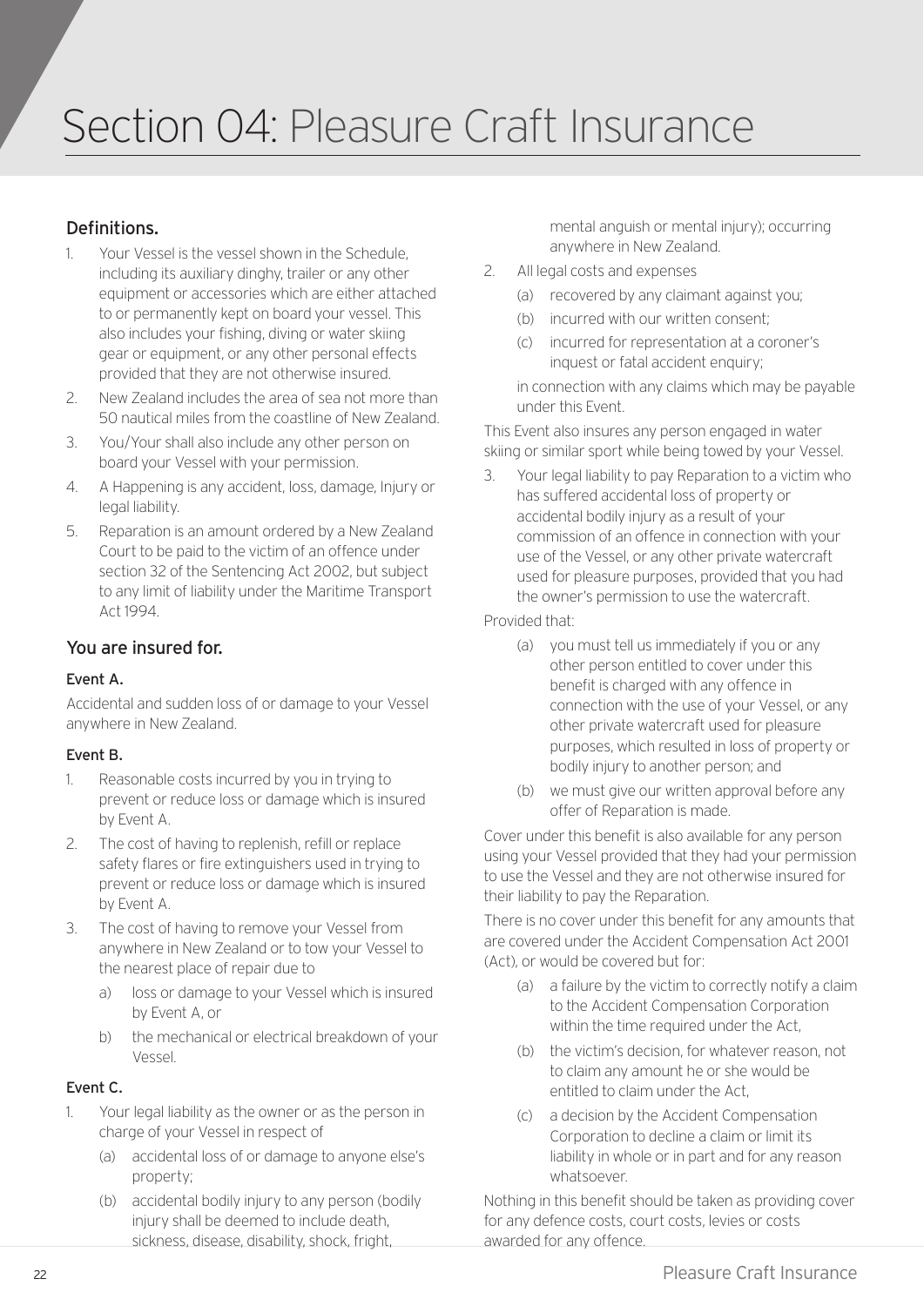# Section 04: Pleasure Craft Insurance

## Definitions.

1. Your Vessel is the vessel shown in the Schedule, including its auxiliary dinghy, trailer or any other equipment or accessories which are either attached to or permanently kept on board your vessel. This also includes your fishing, diving or water skiing gear or equipment, or any other personal effects provided that they are not otherwise insured.
2. New Zealand includes the area of sea not more than 50 nautical miles from the coastline of New Zealand.
3. You/Your shall also include any other person on board your Vessel with your permission.
4. A Happening is any accident, loss, damage, Injury or legal liability.
5. Reparation is an amount ordered by a New Zealand Court to be paid to the victim of an offence under section 32 of the Sentencing Act 2002, but subject to any limit of liability under the Maritime Transport Act 1994.

## You are insured for.

### Event A.

Accidental and sudden loss of or damage to your Vessel anywhere in New Zealand.

### Event B.

1. Reasonable costs incurred by you in trying to prevent or reduce loss or damage which is insured by Event A.
2. The cost of having to replenish, refill or replace safety flares or fire extinguishers used in trying to prevent or reduce loss or damage which is insured by Event A.
3. The cost of having to remove your Vessel from anywhere in New Zealand or to tow your Vessel to the nearest place of repair due to
   a) loss or damage to your Vessel which is insured by Event A, or
   b) the mechanical or electrical breakdown of your Vessel.

### Event C.

1. Your legal liability as the owner or as the person in charge of your Vessel in respect of
   (a) accidental loss of or damage to anyone else's property;
   (b) accidental bodily injury to any person (bodily injury shall be deemed to include death, sickness, disease, disability, shock, fright, mental anguish or mental injury); occurring anywhere in New Zealand.
2. All legal costs and expenses
   (a) recovered by any claimant against you;
   (b) incurred with our written consent;
   (c) incurred for representation at a coroner's inquest or fatal accident enquiry;

   in connection with any claims which may be payable under this Event.

This Event also insures any person engaged in water skiing or similar sport while being towed by your Vessel.

3. Your legal liability to pay Reparation to a victim who has suffered accidental loss of property or accidental bodily injury as a result of your commission of an offence in connection with your use of the Vessel, or any other private watercraft used for pleasure purposes, provided that you had the owner's permission to use the watercraft.

Provided that:

(a) you must tell us immediately if you or any other person entitled to cover under this benefit is charged with any offence in connection with the use of your Vessel, or any other private watercraft used for pleasure purposes, which resulted in loss of property or bodily injury to another person; and

(b) we must give our written approval before any offer of Reparation is made.

Cover under this benefit is also available for any person using your Vessel provided that they had your permission to use the Vessel and they are not otherwise insured for their liability to pay the Reparation.

There is no cover under this benefit for any amounts that are covered under the Accident Compensation Act 2001 (Act), or would be covered but for:

(a) a failure by the victim to correctly notify a claim to the Accident Compensation Corporation within the time required under the Act,

(b) the victim's decision, for whatever reason, not to claim any amount he or she would be entitled to claim under the Act,

(c) a decision by the Accident Compensation Corporation to decline a claim or limit its liability in whole or in part and for any reason whatsoever.

Nothing in this benefit should be taken as providing cover for any defence costs, court costs, levies or costs awarded for any offence.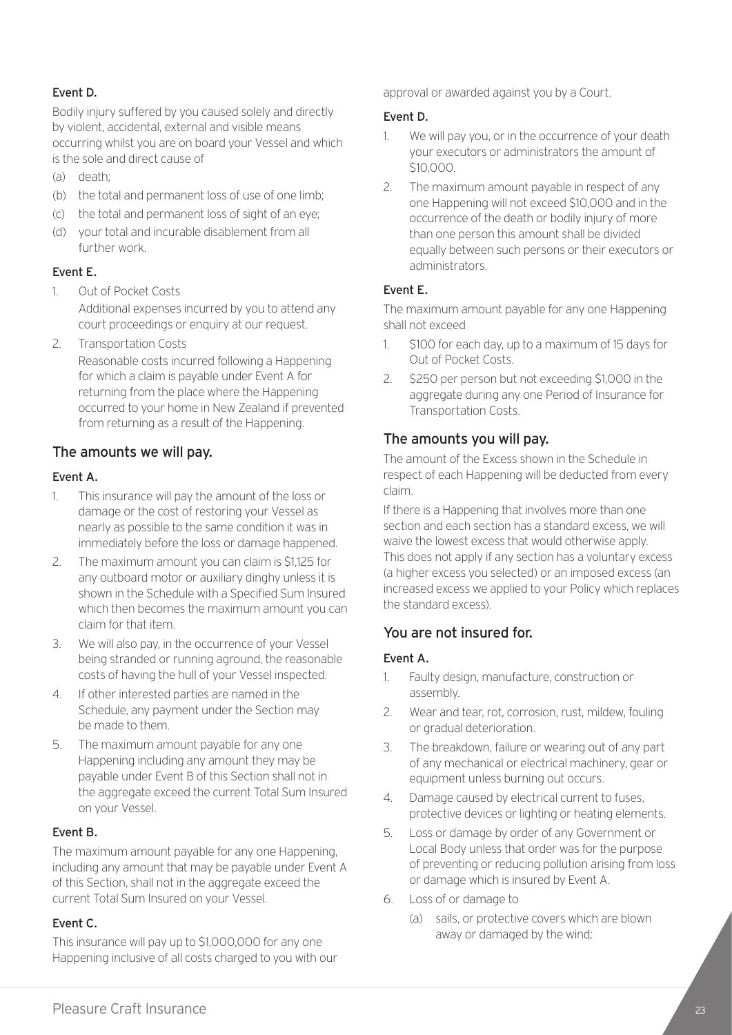#### Event D.

Bodily injury suffered by you caused solely and directly by violent, accidental, external and visible means occurring whilst you are on board your Vessel and which is the sole and direct cause of

(a) death;
(b) the total and permanent loss of use of one limb;
(c) the total and permanent loss of sight of an eye;
(d) your total and incurable disablement from all further work.

#### Event E.

1. Out of Pocket Costs
   Additional expenses incurred by you to attend any court proceedings or enquiry at our request.
2. Transportation Costs
   Reasonable costs incurred following a Happening for which a claim is payable under Event A for returning from the place where the Happening occurred to your home in New Zealand if prevented from returning as a result of the Happening.

### The amounts we will pay.

#### Event A.

1. This insurance will pay the amount of the loss or damage or the cost of restoring your Vessel as nearly as possible to the same condition it was in immediately before the loss or damage happened.
2. The maximum amount you can claim is $1,125 for any outboard motor or auxiliary dinghy unless it is shown in the Schedule with a Specified Sum Insured which then becomes the maximum amount you can claim for that item.
3. We will also pay, in the occurrence of your Vessel being stranded or running aground, the reasonable costs of having the hull of your Vessel inspected.
4. If other interested parties are named in the Schedule, any payment under the Section may be made to them.
5. The maximum amount payable for any one Happening including any amount they may be payable under Event B of this Section shall not in the aggregate exceed the current Total Sum Insured on your Vessel.

#### Event B.

The maximum amount payable for any one Happening, including any amount that may be payable under Event A of this Section, shall not in the aggregate exceed the current Total Sum Insured on your Vessel.

#### Event C.

This insurance will pay up to $1,000,000 for any one Happening inclusive of all costs charged to you with our approval or awarded against you by a Court.

#### Event D.

1. We will pay you, or in the occurrence of your death your executors or administrators the amount of $10,000.
2. The maximum amount payable in respect of any one Happening will not exceed $10,000 and in the occurrence of the death or bodily injury of more than one person this amount shall be divided equally between such persons or their executors or administrators.

#### Event E.

The maximum amount payable for any one Happening shall not exceed

1. $100 for each day, up to a maximum of 15 days for Out of Pocket Costs.
2. $250 per person but not exceeding $1,000 in the aggregate during any one Period of Insurance for Transportation Costs.

### The amounts you will pay.

The amount of the Excess shown in the Schedule in respect of each Happening will be deducted from every claim.

If there is a Happening that involves more than one section and each section has a standard excess, we will waive the lowest excess that would otherwise apply. This does not apply if any section has a voluntary excess (a higher excess you selected) or an imposed excess (an increased excess we applied to your Policy which replaces the standard excess).

### You are not insured for.

#### Event A.

1. Faulty design, manufacture, construction or assembly.
2. Wear and tear, rot, corrosion, rust, mildew, fouling or gradual deterioration.
3. The breakdown, failure or wearing out of any part of any mechanical or electrical machinery, gear or equipment unless burning out occurs.
4. Damage caused by electrical current to fuses, protective devices or lighting or heating elements.
5. Loss or damage by order of any Government or Local Body unless that order was for the purpose of preventing or reducing pollution arising from loss or damage which is insured by Event A.
6. Loss of or damage to
   (a) sails, or protective covers which are blown away or damaged by the wind;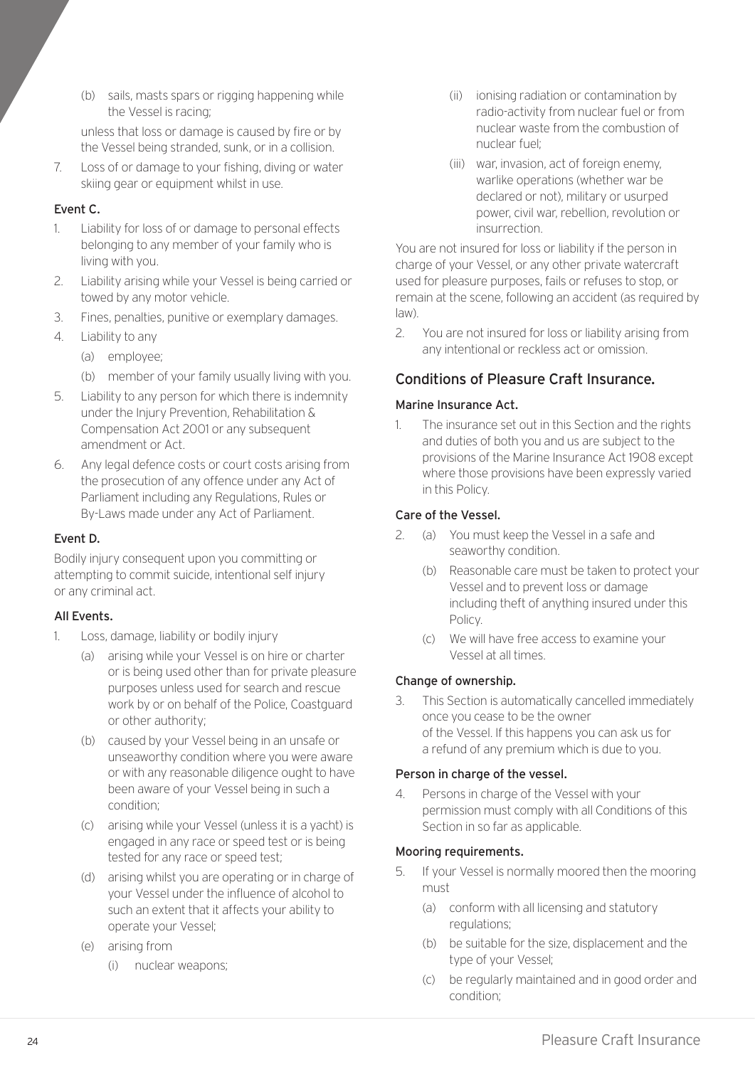(b) sails, masts spars or rigging happening while the Vessel is racing;

unless that loss or damage is caused by fire or by the Vessel being stranded, sunk, or in a collision.

7. Loss of or damage to your fishing, diving or water skiing gear or equipment whilst in use.

### Event C.

1. Liability for loss of or damage to personal effects belonging to any member of your family who is living with you.
2. Liability arising while your Vessel is being carried or towed by any motor vehicle.
3. Fines, penalties, punitive or exemplary damages.
4. Liability to any
   - (a) employee;
   - (b) member of your family usually living with you.
5. Liability to any person for which there is indemnity under the Injury Prevention, Rehabilitation & Compensation Act 2001 or any subsequent amendment or Act.
6. Any legal defence costs or court costs arising from the prosecution of any offence under any Act of Parliament including any Regulations, Rules or By-Laws made under any Act of Parliament.

### Event D.

Bodily injury consequent upon you committing or attempting to commit suicide, intentional self injury or any criminal act.

### All Events.

1. Loss, damage, liability or bodily injury
   - (a) arising while your Vessel is on hire or charter or is being used other than for private pleasure purposes unless used for search and rescue work by or on behalf of the Police, Coastguard or other authority;
   - (b) caused by your Vessel being in an unsafe or unseaworthy condition where you were aware or with any reasonable diligence ought to have been aware of your Vessel being in such a condition;
   - (c) arising while your Vessel (unless it is a yacht) is engaged in any race or speed test or is being tested for any race or speed test;
   - (d) arising whilst you are operating or in charge of your Vessel under the influence of alcohol to such an extent that it affects your ability to operate your Vessel;
   - (e) arising from
     - (i) nuclear weapons;
     - (ii) ionising radiation or contamination by radio-activity from nuclear fuel or from nuclear waste from the combustion of nuclear fuel;
     - (iii) war, invasion, act of foreign enemy, warlike operations (whether war be declared or not), military or usurped power, civil war, rebellion, revolution or insurrection.

You are not insured for loss or liability if the person in charge of your Vessel, or any other private watercraft used for pleasure purposes, fails or refuses to stop, or remain at the scene, following an accident (as required by law).

2. You are not insured for loss or liability arising from any intentional or reckless act or omission.

## Conditions of Pleasure Craft Insurance.

### Marine Insurance Act.

1. The insurance set out in this Section and the rights and duties of both you and us are subject to the provisions of the Marine Insurance Act 1908 except where those provisions have been expressly varied in this Policy.

### Care of the Vessel.

2. (a) You must keep the Vessel in a safe and seaworthy condition.
   - (b) Reasonable care must be taken to protect your Vessel and to prevent loss or damage including theft of anything insured under this Policy.
   - (c) We will have free access to examine your Vessel at all times.

### Change of ownership.

3. This Section is automatically cancelled immediately once you cease to be the owner of the Vessel. If this happens you can ask us for a refund of any premium which is due to you.

### Person in charge of the vessel.

4. Persons in charge of the Vessel with your permission must comply with all Conditions of this Section in so far as applicable.

### Mooring requirements.

5. If your Vessel is normally moored then the mooring must
   - (a) conform with all licensing and statutory regulations;
   - (b) be suitable for the size, displacement and the type of your Vessel;
   - (c) be regularly maintained and in good order and condition;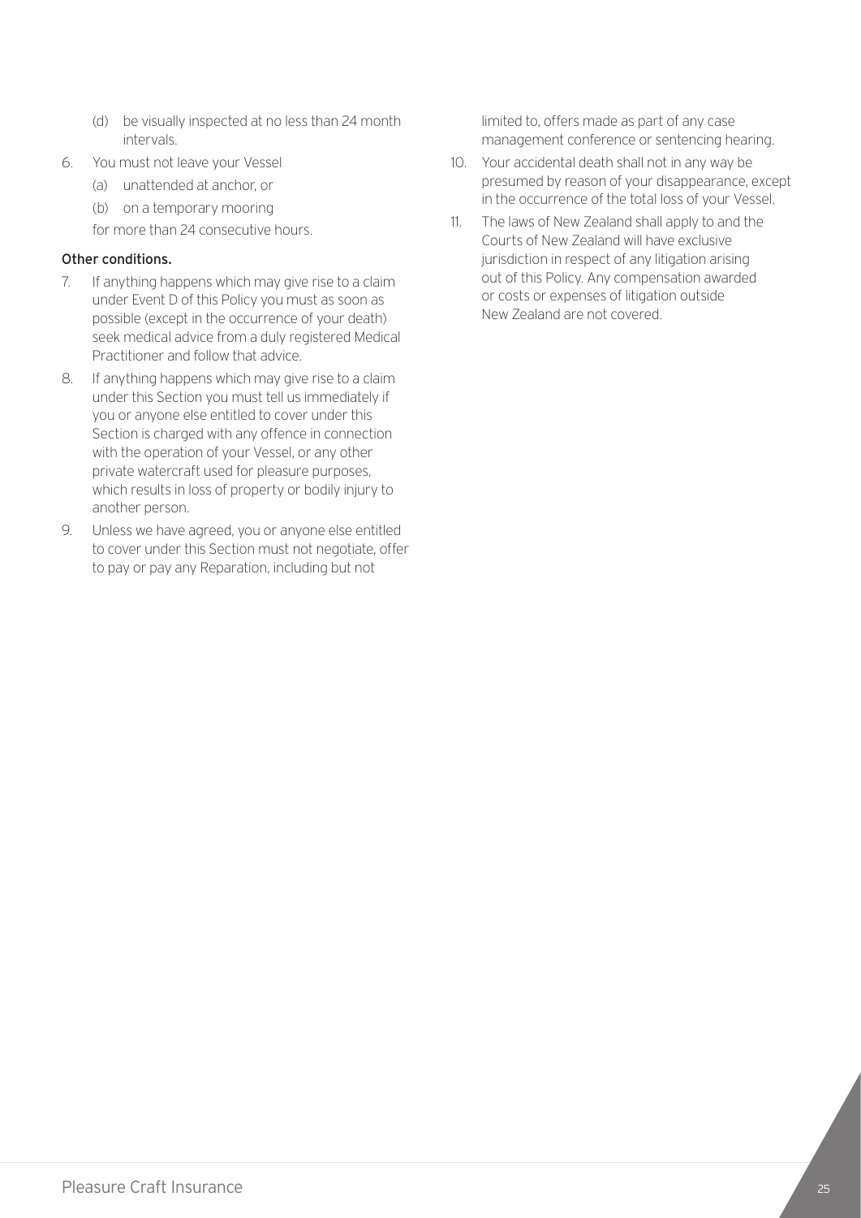(d) be visually inspected at no less than 24 month intervals.

6. You must not leave your Vessel
   (a) unattended at anchor, or
   (b) on a temporary mooring

   for more than 24 consecutive hours.

**Other conditions.**

7. If anything happens which may give rise to a claim under Event D of this Policy you must as soon as possible (except in the occurrence of your death) seek medical advice from a duly registered Medical Practitioner and follow that advice.
8. If anything happens which may give rise to a claim under this Section you must tell us immediately if you or anyone else entitled to cover under this Section is charged with any offence in connection with the operation of your Vessel, or any other private watercraft used for pleasure purposes, which results in loss of property or bodily injury to another person.
9. Unless we have agreed, you or anyone else entitled to cover under this Section must not negotiate, offer to pay or pay any Reparation, including but not limited to, offers made as part of any case management conference or sentencing hearing.
10. Your accidental death shall not in any way be presumed by reason of your disappearance, except in the occurrence of the total loss of your Vessel.
11. The laws of New Zealand shall apply to and the Courts of New Zealand will have exclusive jurisdiction in respect of any litigation arising out of this Policy. Any compensation awarded or costs or expenses of litigation outside New Zealand are not covered.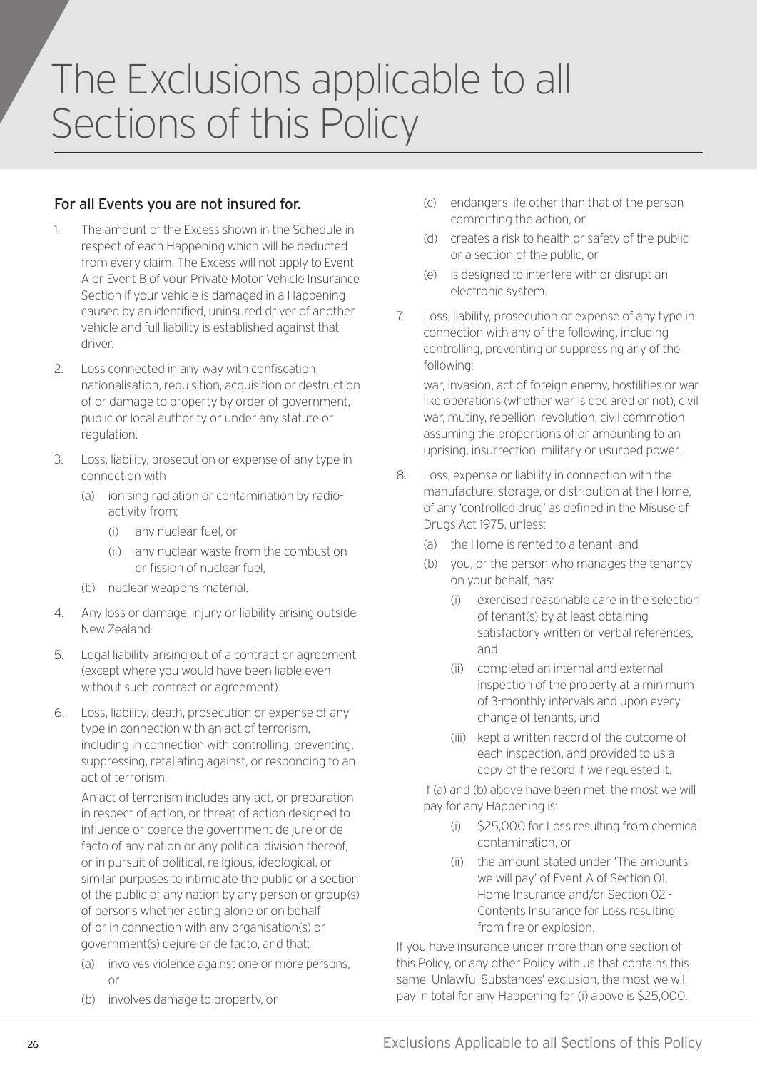# The Exclusions applicable to all Sections of this Policy

### For all Events you are not insured for.

1. The amount of the Excess shown in the Schedule in respect of each Happening which will be deducted from every claim. The Excess will not apply to Event A or Event B of your Private Motor Vehicle Insurance Section if your vehicle is damaged in a Happening caused by an identified, uninsured driver of another vehicle and full liability is established against that driver.
2. Loss connected in any way with confiscation, nationalisation, requisition, acquisition or destruction of or damage to property by order of government, public or local authority or under any statute or regulation.
3. Loss, liability, prosecution or expense of any type in connection with
   - (a) ionising radiation or contamination by radio-activity from;
     - (i) any nuclear fuel, or
     - (ii) any nuclear waste from the combustion or fission of nuclear fuel,
   - (b) nuclear weapons material.
4. Any loss or damage, injury or liability arising outside New Zealand.
5. Legal liability arising out of a contract or agreement (except where you would have been liable even without such contract or agreement).
6. Loss, liability, death, prosecution or expense of any type in connection with an act of terrorism, including in connection with controlling, preventing, suppressing, retaliating against, or responding to an act of terrorism.

   An act of terrorism includes any act, or preparation in respect of action, or threat of action designed to influence or coerce the government de jure or de facto of any nation or any political division thereof, or in pursuit of political, religious, ideological, or similar purposes to intimidate the public or a section of the public of any nation by any person or group(s) of persons whether acting alone or on behalf of or in connection with any organisation(s) or government(s) dejure or de facto, and that:
   - (a) involves violence against one or more persons, or
   - (b) involves damage to property, or
   - (c) endangers life other than that of the person committing the action, or
   - (d) creates a risk to health or safety of the public or a section of the public, or
   - (e) is designed to interfere with or disrupt an electronic system.
7. Loss, liability, prosecution or expense of any type in connection with any of the following, including controlling, preventing or suppressing any of the following:

   war, invasion, act of foreign enemy, hostilities or war like operations (whether war is declared or not), civil war, mutiny, rebellion, revolution, civil commotion assuming the proportions of or amounting to an uprising, insurrection, military or usurped power.
8. Loss, expense or liability in connection with the manufacture, storage, or distribution at the Home, of any 'controlled drug' as defined in the Misuse of Drugs Act 1975, unless:
   - (a) the Home is rented to a tenant, and
   - (b) you, or the person who manages the tenancy on your behalf, has:
     - (i) exercised reasonable care in the selection of tenant(s) by at least obtaining satisfactory written or verbal references, and
     - (ii) completed an internal and external inspection of the property at a minimum of 3-monthly intervals and upon every change of tenants, and
     - (iii) kept a written record of the outcome of each inspection, and provided to us a copy of the record if we requested it.

   If (a) and (b) above have been met, the most we will pay for any Happening is:
     - (i) $25,000 for Loss resulting from chemical contamination, or
     - (ii) the amount stated under 'The amounts we will pay' of Event A of Section 01, Home Insurance and/or Section 02 - Contents Insurance for Loss resulting from fire or explosion.

   If you have insurance under more than one section of this Policy, or any other Policy with us that contains this same 'Unlawful Substances' exclusion, the most we will pay in total for any Happening for (i) above is $25,000.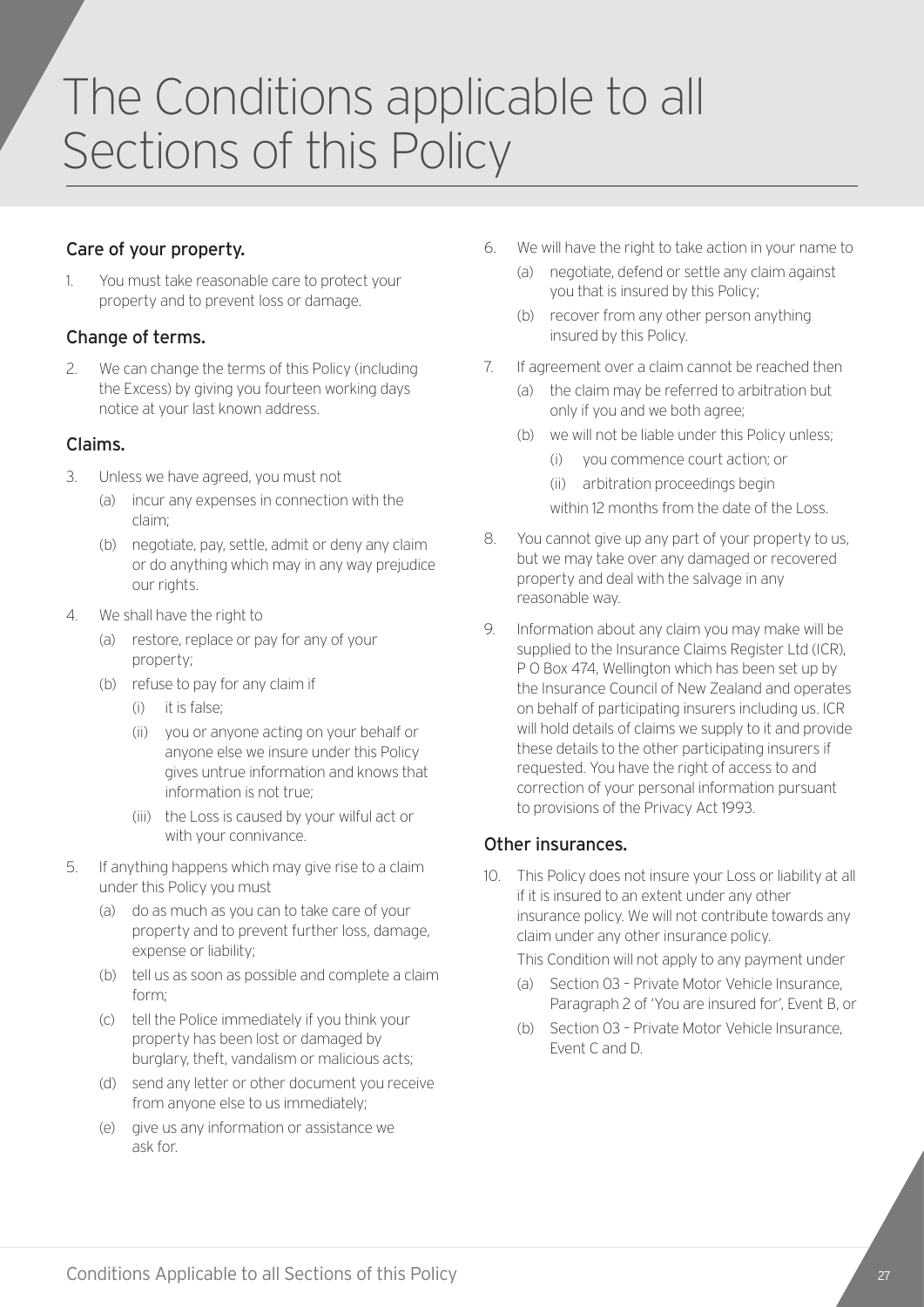# The Conditions applicable to all Sections of this Policy

### Care of your property.

1. You must take reasonable care to protect your property and to prevent loss or damage.

### Change of terms.

2. We can change the terms of this Policy (including the Excess) by giving you fourteen working days notice at your last known address.

### Claims.

3. Unless we have agreed, you must not
   (a) incur any expenses in connection with the claim;
   (b) negotiate, pay, settle, admit or deny any claim or do anything which may in any way prejudice our rights.
4. We shall have the right to
   (a) restore, replace or pay for any of your property;
   (b) refuse to pay for any claim if
      (i) it is false;
      (ii) you or anyone acting on your behalf or anyone else we insure under this Policy gives untrue information and knows that information is not true;
      (iii) the Loss is caused by your wilful act or with your connivance.
5. If anything happens which may give rise to a claim under this Policy you must
   (a) do as much as you can to take care of your property and to prevent further loss, damage, expense or liability;
   (b) tell us as soon as possible and complete a claim form;
   (c) tell the Police immediately if you think your property has been lost or damaged by burglary, theft, vandalism or malicious acts;
   (d) send any letter or other document you receive from anyone else to us immediately;
   (e) give us any information or assistance we ask for.
6. We will have the right to take action in your name to
   (a) negotiate, defend or settle any claim against you that is insured by this Policy;
   (b) recover from any other person anything insured by this Policy.
7. If agreement over a claim cannot be reached then
   (a) the claim may be referred to arbitration but only if you and we both agree;
   (b) we will not be liable under this Policy unless;
      (i) you commence court action; or
      (ii) arbitration proceedings begin

      within 12 months from the date of the Loss.
8. You cannot give up any part of your property to us, but we may take over any damaged or recovered property and deal with the salvage in any reasonable way.
9. Information about any claim you may make will be supplied to the Insurance Claims Register Ltd (ICR), P O Box 474, Wellington which has been set up by the Insurance Council of New Zealand and operates on behalf of participating insurers including us. ICR will hold details of claims we supply to it and provide these details to the other participating insurers if requested. You have the right of access to and correction of your personal information pursuant to provisions of the Privacy Act 1993.

### Other insurances.

10. This Policy does not insure your Loss or liability at all if it is insured to an extent under any other insurance policy. We will not contribute towards any claim under any other insurance policy.

    This Condition will not apply to any payment under
    (a) Section 03 – Private Motor Vehicle Insurance, Paragraph 2 of 'You are insured for', Event B, or
    (b) Section 03 – Private Motor Vehicle Insurance, Event C and D.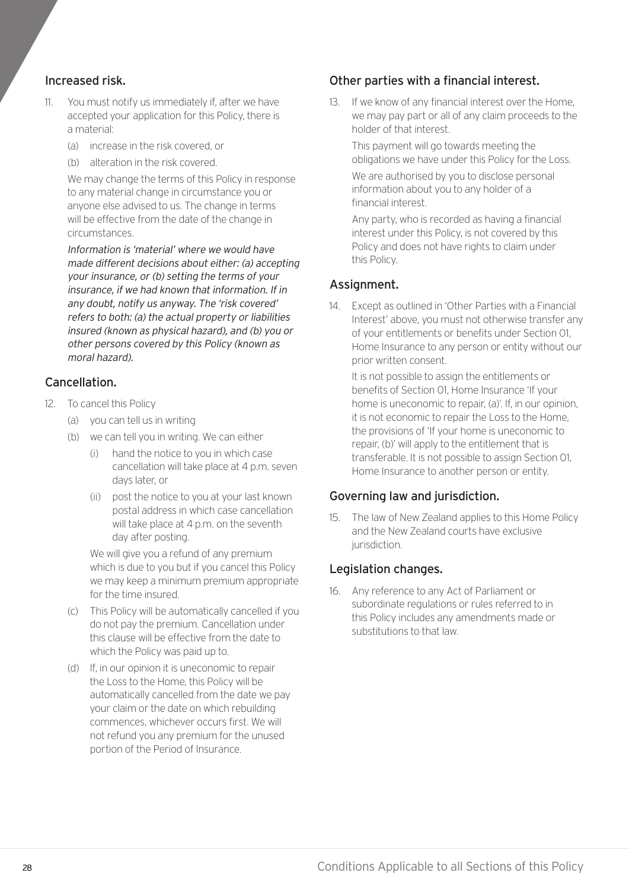## Increased risk.

11. You must notify us immediately if, after we have accepted your application for this Policy, there is a material:
    (a) increase in the risk covered, or
    (b) alteration in the risk covered.

    We may change the terms of this Policy in response to any material change in circumstance you or anyone else advised to us. The change in terms will be effective from the date of the change in circumstances.

    *Information is 'material' where we would have made different decisions about either: (a) accepting your insurance, or (b) setting the terms of your insurance, if we had known that information. If in any doubt, notify us anyway. The 'risk covered' refers to both: (a) the actual property or liabilities insured (known as physical hazard), and (b) you or other persons covered by this Policy (known as moral hazard).*

## Cancellation.

12. To cancel this Policy
    (a) you can tell us in writing
    (b) we can tell you in writing. We can either
        (i) hand the notice to you in which case cancellation will take place at 4 p.m. seven days later, or
        (ii) post the notice to you at your last known postal address in which case cancellation will take place at 4 p.m. on the seventh day after posting.

        We will give you a refund of any premium which is due to you but if you cancel this Policy we may keep a minimum premium appropriate for the time insured.
    (c) This Policy will be automatically cancelled if you do not pay the premium. Cancellation under this clause will be effective from the date to which the Policy was paid up to.
    (d) If, in our opinion it is uneconomic to repair the Loss to the Home, this Policy will be automatically cancelled from the date we pay your claim or the date on which rebuilding commences, whichever occurs first. We will not refund you any premium for the unused portion of the Period of Insurance.

## Other parties with a financial interest.

13. If we know of any financial interest over the Home, we may pay part or all of any claim proceeds to the holder of that interest.

    This payment will go towards meeting the obligations we have under this Policy for the Loss.

    We are authorised by you to disclose personal information about you to any holder of a financial interest.

    Any party, who is recorded as having a financial interest under this Policy, is not covered by this Policy and does not have rights to claim under this Policy.

## Assignment.

14. Except as outlined in 'Other Parties with a Financial Interest' above, you must not otherwise transfer any of your entitlements or benefits under Section 01, Home Insurance to any person or entity without our prior written consent.

    It is not possible to assign the entitlements or benefits of Section 01, Home Insurance 'If your home is uneconomic to repair, (a)'. If, in our opinion, it is not economic to repair the Loss to the Home, the provisions of 'If your home is uneconomic to repair, (b)' will apply to the entitlement that is transferable. It is not possible to assign Section 01, Home Insurance to another person or entity.

## Governing law and jurisdiction.

15. The law of New Zealand applies to this Home Policy and the New Zealand courts have exclusive jurisdiction.

## Legislation changes.

16. Any reference to any Act of Parliament or subordinate regulations or rules referred to in this Policy includes any amendments made or substitutions to that law.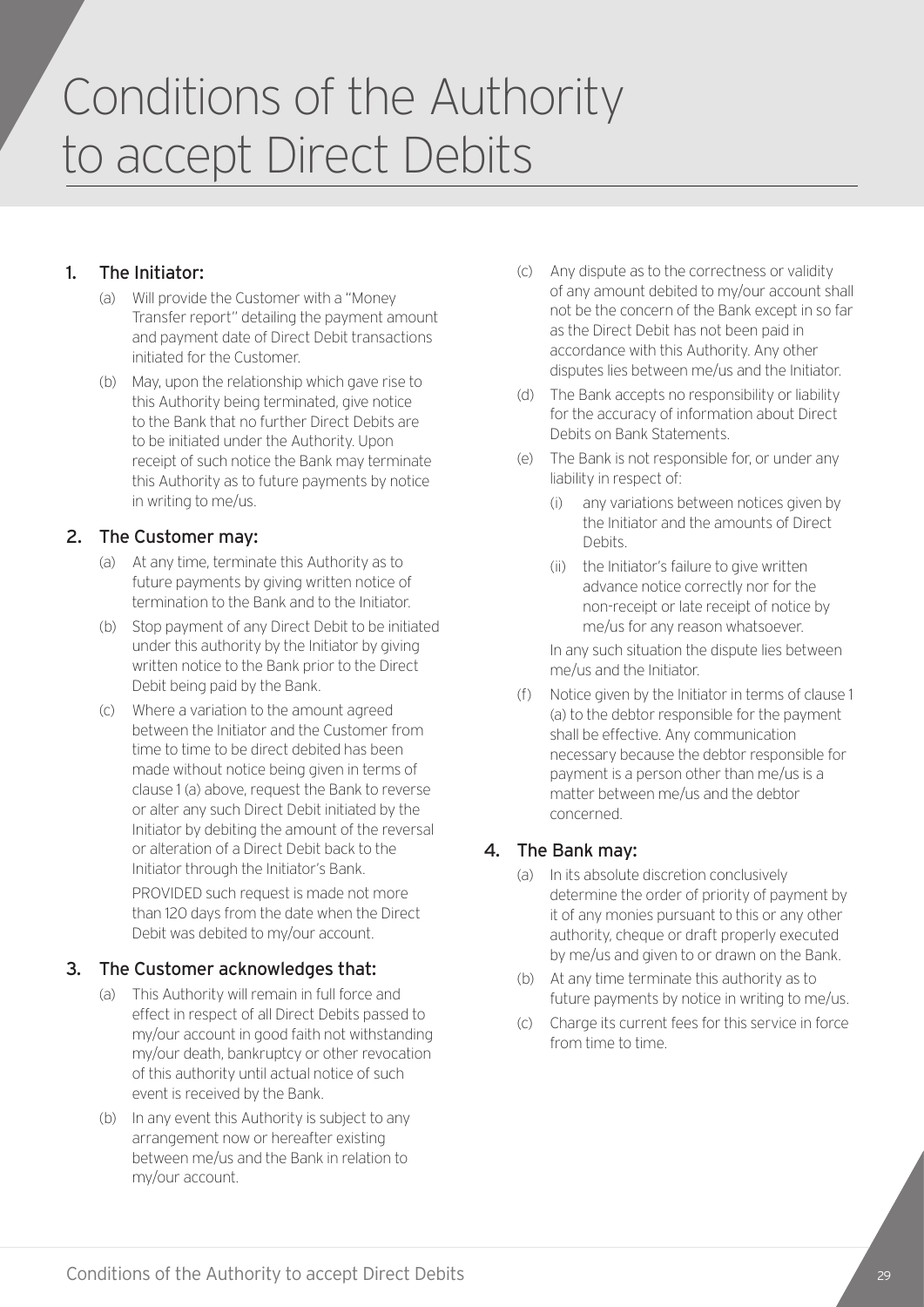# Conditions of the Authority to accept Direct Debits

## 1. The Initiator:

(a) Will provide the Customer with a "Money Transfer report" detailing the payment amount and payment date of Direct Debit transactions initiated for the Customer.

(b) May, upon the relationship which gave rise to this Authority being terminated, give notice to the Bank that no further Direct Debits are to be initiated under the Authority. Upon receipt of such notice the Bank may terminate this Authority as to future payments by notice in writing to me/us.

## 2. The Customer may:

(a) At any time, terminate this Authority as to future payments by giving written notice of termination to the Bank and to the Initiator.

(b) Stop payment of any Direct Debit to be initiated under this authority by the Initiator by giving written notice to the Bank prior to the Direct Debit being paid by the Bank.

(c) Where a variation to the amount agreed between the Initiator and the Customer from time to time to be direct debited has been made without notice being given in terms of clause 1 (a) above, request the Bank to reverse or alter any such Direct Debit initiated by the Initiator by debiting the amount of the reversal or alteration of a Direct Debit back to the Initiator through the Initiator's Bank.

PROVIDED such request is made not more than 120 days from the date when the Direct Debit was debited to my/our account.

## 3. The Customer acknowledges that:

(a) This Authority will remain in full force and effect in respect of all Direct Debits passed to my/our account in good faith not withstanding my/our death, bankruptcy or other revocation of this authority until actual notice of such event is received by the Bank.

(b) In any event this Authority is subject to any arrangement now or hereafter existing between me/us and the Bank in relation to my/our account.

(c) Any dispute as to the correctness or validity of any amount debited to my/our account shall not be the concern of the Bank except in so far as the Direct Debit has not been paid in accordance with this Authority. Any other disputes lies between me/us and the Initiator.

(d) The Bank accepts no responsibility or liability for the accuracy of information about Direct Debits on Bank Statements.

(e) The Bank is not responsible for, or under any liability in respect of:

(i) any variations between notices given by the Initiator and the amounts of Direct Debits.

(ii) the Initiator's failure to give written advance notice correctly nor for the non-receipt or late receipt of notice by me/us for any reason whatsoever.

In any such situation the dispute lies between me/us and the Initiator.

(f) Notice given by the Initiator in terms of clause 1 (a) to the debtor responsible for the payment shall be effective. Any communication necessary because the debtor responsible for payment is a person other than me/us is a matter between me/us and the debtor concerned.

## 4. The Bank may:

(a) In its absolute discretion conclusively determine the order of priority of payment by it of any monies pursuant to this or any other authority, cheque or draft properly executed by me/us and given to or drawn on the Bank.

(b) At any time terminate this authority as to future payments by notice in writing to me/us.

(c) Charge its current fees for this service in force from time to time.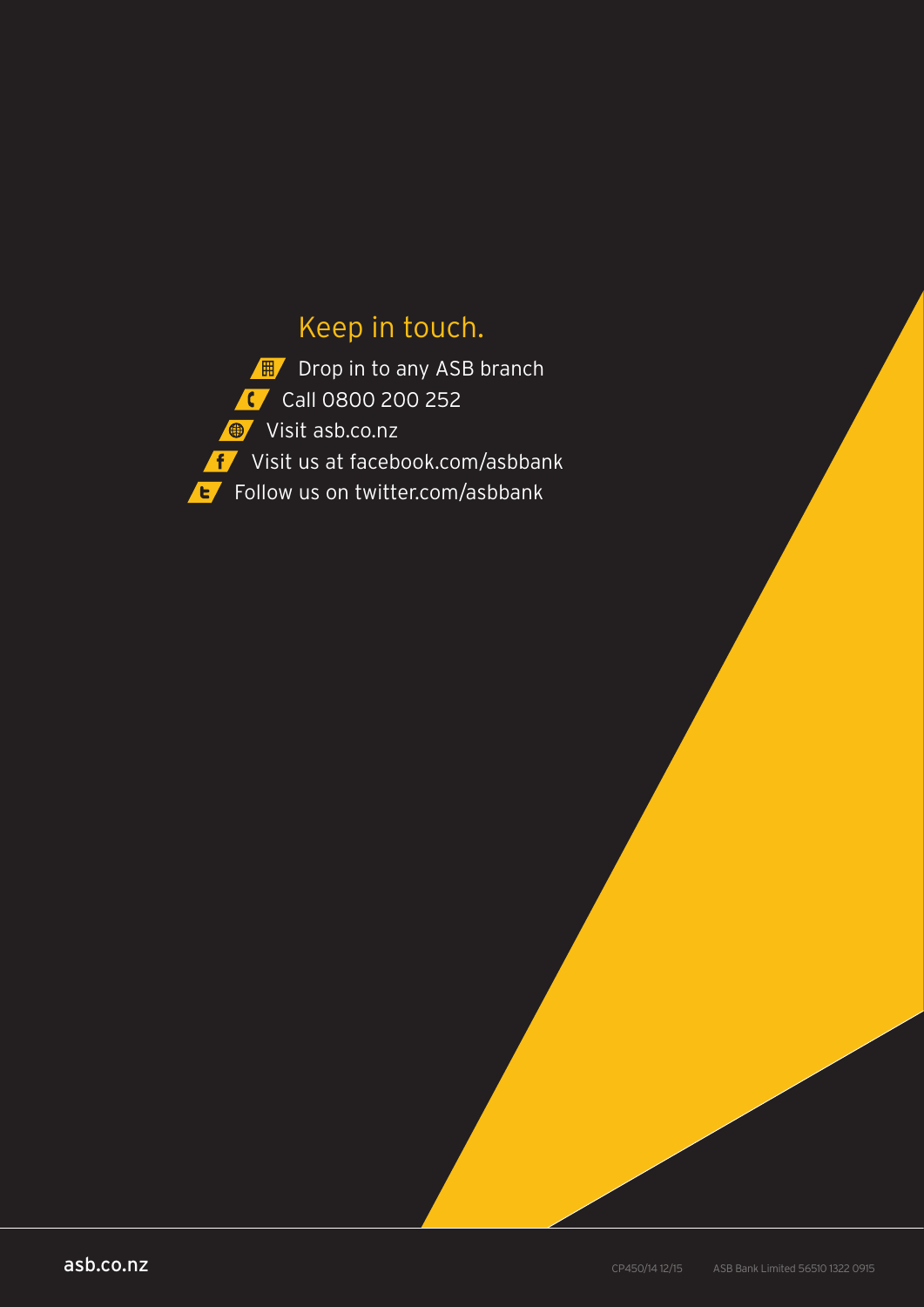## Keep in touch.

- Drop in to any ASB branch
- Call 0800 200 252
- Visit asb.co.nz
- Visit us at facebook.com/asbbank
- Follow us on twitter.com/asbbank

asb.co.nz

CP450/14 12/15 ASB Bank Limited 56510 1322 0915